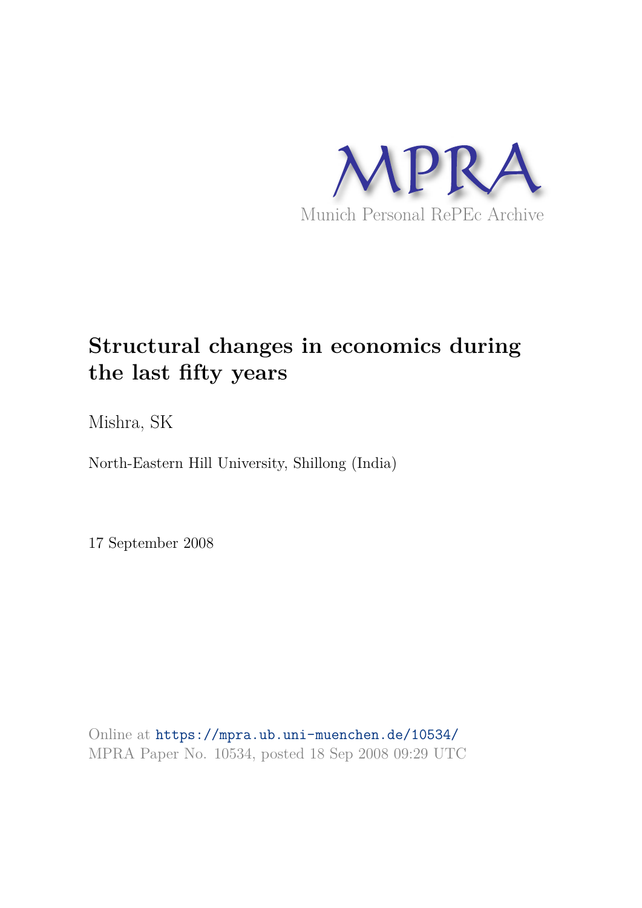MPRA

Munich Personal RePEc Archive

# Structural changes in economics during the last fifty years

Mishra, SK

North-Eastern Hill University, Shillong (India)

17 September 2008

Online at https://mpra.ub.uni-muenchen.de/10534/
MPRA Paper No. 10534, posted 18 Sep 2008 09:29 UTC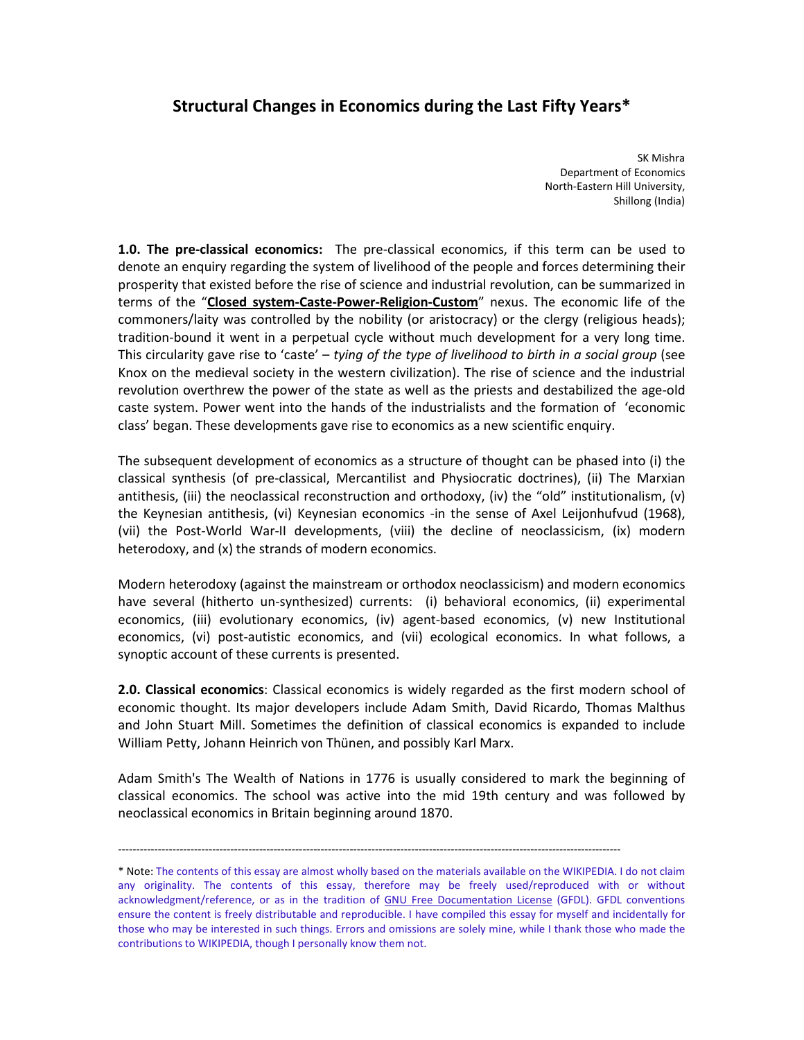# Structural Changes in Economics during the Last Fifty Years*

SK Mishra
Department of Economics
North-Eastern Hill University,
Shillong (India)

**1.0. The pre-classical economics:** The pre-classical economics, if this term can be used to denote an enquiry regarding the system of livelihood of the people and forces determining their prosperity that existed before the rise of science and industrial revolution, can be summarized in terms of the "**Closed system-Caste-Power-Religion-Custom**" nexus. The economic life of the commoners/laity was controlled by the nobility (or aristocracy) or the clergy (religious heads); tradition-bound it went in a perpetual cycle without much development for a very long time. This circularity gave rise to 'caste' – *tying of the type of livelihood to birth in a social group* (see Knox on the medieval society in the western civilization). The rise of science and the industrial revolution overthrew the power of the state as well as the priests and destabilized the age-old caste system. Power went into the hands of the industrialists and the formation of 'economic class' began. These developments gave rise to economics as a new scientific enquiry.

The subsequent development of economics as a structure of thought can be phased into (i) the classical synthesis (of pre-classical, Mercantilist and Physiocratic doctrines), (ii) The Marxian antithesis, (iii) the neoclassical reconstruction and orthodoxy, (iv) the "old" institutionalism, (v) the Keynesian antithesis, (vi) Keynesian economics -in the sense of Axel Leijonhufvud (1968), (vii) the Post-World War-II developments, (viii) the decline of neoclassicism, (ix) modern heterodoxy, and (x) the strands of modern economics.

Modern heterodoxy (against the mainstream or orthodox neoclassicism) and modern economics have several (hitherto un-synthesized) currents: (i) behavioral economics, (ii) experimental economics, (iii) evolutionary economics, (iv) agent-based economics, (v) new Institutional economics, (vi) post-autistic economics, and (vii) ecological economics. In what follows, a synoptic account of these currents is presented.

**2.0. Classical economics**: Classical economics is widely regarded as the first modern school of economic thought. Its major developers include Adam Smith, David Ricardo, Thomas Malthus and John Stuart Mill. Sometimes the definition of classical economics is expanded to include William Petty, Johann Heinrich von Thünen, and possibly Karl Marx.

Adam Smith's The Wealth of Nations in 1776 is usually considered to mark the beginning of classical economics. The school was active into the mid 19th century and was followed by neoclassical economics in Britain beginning around 1870.

---

* Note: The contents of this essay are almost wholly based on the materials available on the WIKIPEDIA. I do not claim any originality. The contents of this essay, therefore may be freely used/reproduced with or without acknowledgment/reference, or as in the tradition of GNU Free Documentation License (GFDL). GFDL conventions ensure the content is freely distributable and reproducible. I have compiled this essay for myself and incidentally for those who may be interested in such things. Errors and omissions are solely mine, while I thank those who made the contributions to WIKIPEDIA, though I personally know them not.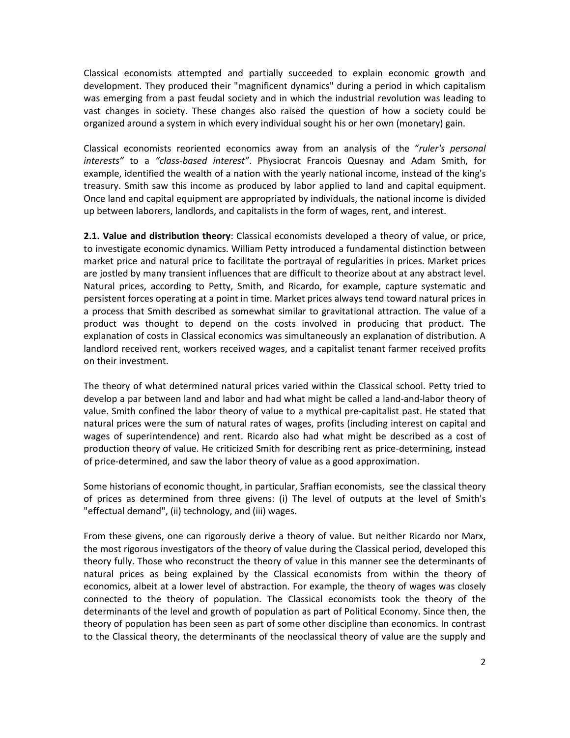Classical economists attempted and partially succeeded to explain economic growth and development. They produced their "magnificent dynamics" during a period in which capitalism was emerging from a past feudal society and in which the industrial revolution was leading to vast changes in society. These changes also raised the question of how a society could be organized around a system in which every individual sought his or her own (monetary) gain.

Classical economists reoriented economics away from an analysis of the "*ruler's personal interests*" to a *"class-based interest"*. Physiocrat Francois Quesnay and Adam Smith, for example, identified the wealth of a nation with the yearly national income, instead of the king's treasury. Smith saw this income as produced by labor applied to land and capital equipment. Once land and capital equipment are appropriated by individuals, the national income is divided up between laborers, landlords, and capitalists in the form of wages, rent, and interest.

**2.1. Value and distribution theory**: Classical economists developed a theory of value, or price, to investigate economic dynamics. William Petty introduced a fundamental distinction between market price and natural price to facilitate the portrayal of regularities in prices. Market prices are jostled by many transient influences that are difficult to theorize about at any abstract level. Natural prices, according to Petty, Smith, and Ricardo, for example, capture systematic and persistent forces operating at a point in time. Market prices always tend toward natural prices in a process that Smith described as somewhat similar to gravitational attraction. The value of a product was thought to depend on the costs involved in producing that product. The explanation of costs in Classical economics was simultaneously an explanation of distribution. A landlord received rent, workers received wages, and a capitalist tenant farmer received profits on their investment.

The theory of what determined natural prices varied within the Classical school. Petty tried to develop a par between land and labor and had what might be called a land-and-labor theory of value. Smith confined the labor theory of value to a mythical pre-capitalist past. He stated that natural prices were the sum of natural rates of wages, profits (including interest on capital and wages of superintendence) and rent. Ricardo also had what might be described as a cost of production theory of value. He criticized Smith for describing rent as price-determining, instead of price-determined, and saw the labor theory of value as a good approximation.

Some historians of economic thought, in particular, Sraffian economists, see the classical theory of prices as determined from three givens: (i) The level of outputs at the level of Smith's "effectual demand", (ii) technology, and (iii) wages.

From these givens, one can rigorously derive a theory of value. But neither Ricardo nor Marx, the most rigorous investigators of the theory of value during the Classical period, developed this theory fully. Those who reconstruct the theory of value in this manner see the determinants of natural prices as being explained by the Classical economists from within the theory of economics, albeit at a lower level of abstraction. For example, the theory of wages was closely connected to the theory of population. The Classical economists took the theory of the determinants of the level and growth of population as part of Political Economy. Since then, the theory of population has been seen as part of some other discipline than economics. In contrast to the Classical theory, the determinants of the neoclassical theory of value are the supply and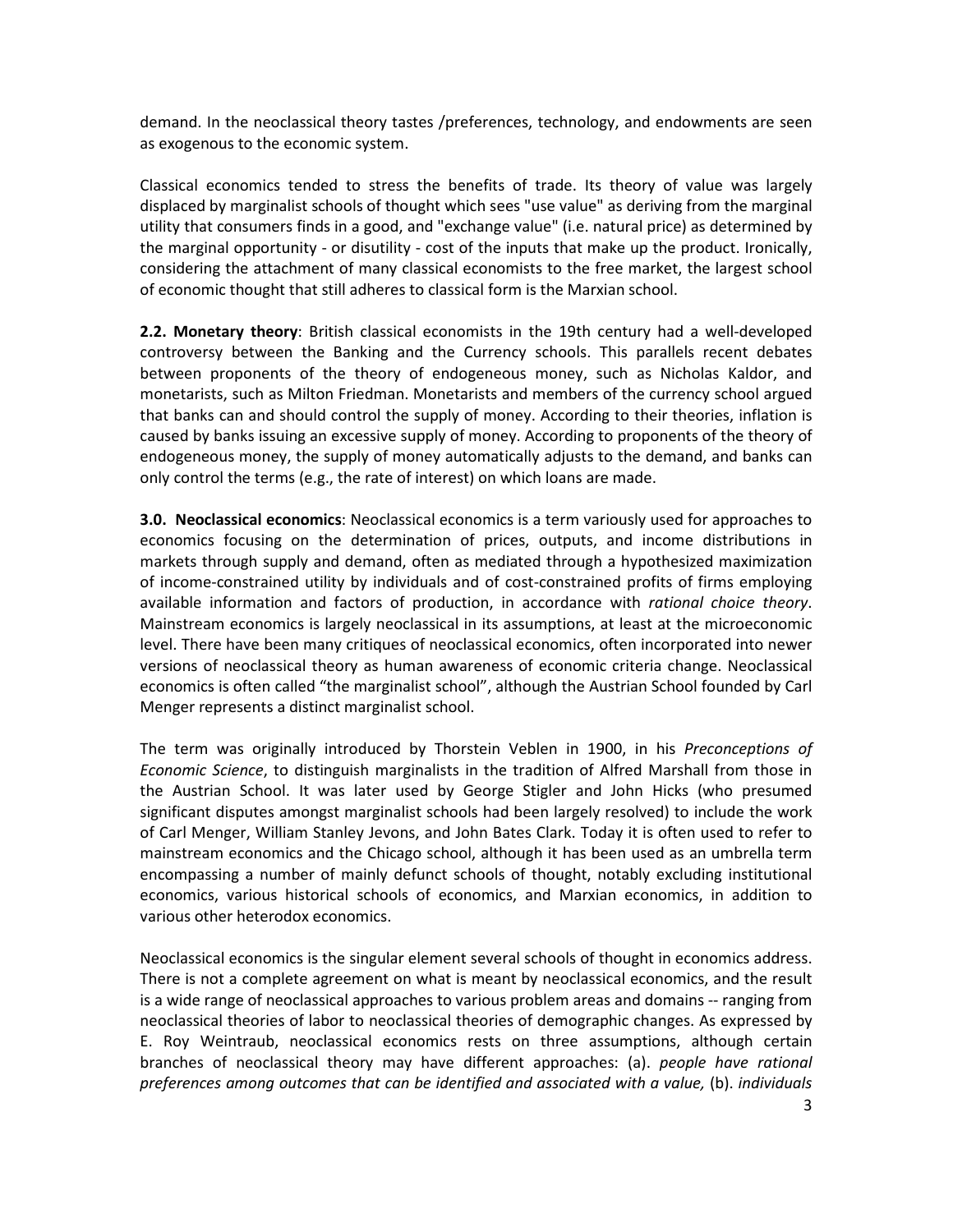demand. In the neoclassical theory tastes /preferences, technology, and endowments are seen as exogenous to the economic system.

Classical economics tended to stress the benefits of trade. Its theory of value was largely displaced by marginalist schools of thought which sees "use value" as deriving from the marginal utility that consumers finds in a good, and "exchange value" (i.e. natural price) as determined by the marginal opportunity - or disutility - cost of the inputs that make up the product. Ironically, considering the attachment of many classical economists to the free market, the largest school of economic thought that still adheres to classical form is the Marxian school.

**2.2. Monetary theory**: British classical economists in the 19th century had a well-developed controversy between the Banking and the Currency schools. This parallels recent debates between proponents of the theory of endogeneous money, such as Nicholas Kaldor, and monetarists, such as Milton Friedman. Monetarists and members of the currency school argued that banks can and should control the supply of money. According to their theories, inflation is caused by banks issuing an excessive supply of money. According to proponents of the theory of endogeneous money, the supply of money automatically adjusts to the demand, and banks can only control the terms (e.g., the rate of interest) on which loans are made.

**3.0. Neoclassical economics**: Neoclassical economics is a term variously used for approaches to economics focusing on the determination of prices, outputs, and income distributions in markets through supply and demand, often as mediated through a hypothesized maximization of income-constrained utility by individuals and of cost-constrained profits of firms employing available information and factors of production, in accordance with *rational choice theory*. Mainstream economics is largely neoclassical in its assumptions, at least at the microeconomic level. There have been many critiques of neoclassical economics, often incorporated into newer versions of neoclassical theory as human awareness of economic criteria change. Neoclassical economics is often called "the marginalist school", although the Austrian School founded by Carl Menger represents a distinct marginalist school.

The term was originally introduced by Thorstein Veblen in 1900, in his *Preconceptions of Economic Science*, to distinguish marginalists in the tradition of Alfred Marshall from those in the Austrian School. It was later used by George Stigler and John Hicks (who presumed significant disputes amongst marginalist schools had been largely resolved) to include the work of Carl Menger, William Stanley Jevons, and John Bates Clark. Today it is often used to refer to mainstream economics and the Chicago school, although it has been used as an umbrella term encompassing a number of mainly defunct schools of thought, notably excluding institutional economics, various historical schools of economics, and Marxian economics, in addition to various other heterodox economics.

Neoclassical economics is the singular element several schools of thought in economics address. There is not a complete agreement on what is meant by neoclassical economics, and the result is a wide range of neoclassical approaches to various problem areas and domains -- ranging from neoclassical theories of labor to neoclassical theories of demographic changes. As expressed by E. Roy Weintraub, neoclassical economics rests on three assumptions, although certain branches of neoclassical theory may have different approaches: (a). *people have rational preferences among outcomes that can be identified and associated with a value,* (b). *individuals*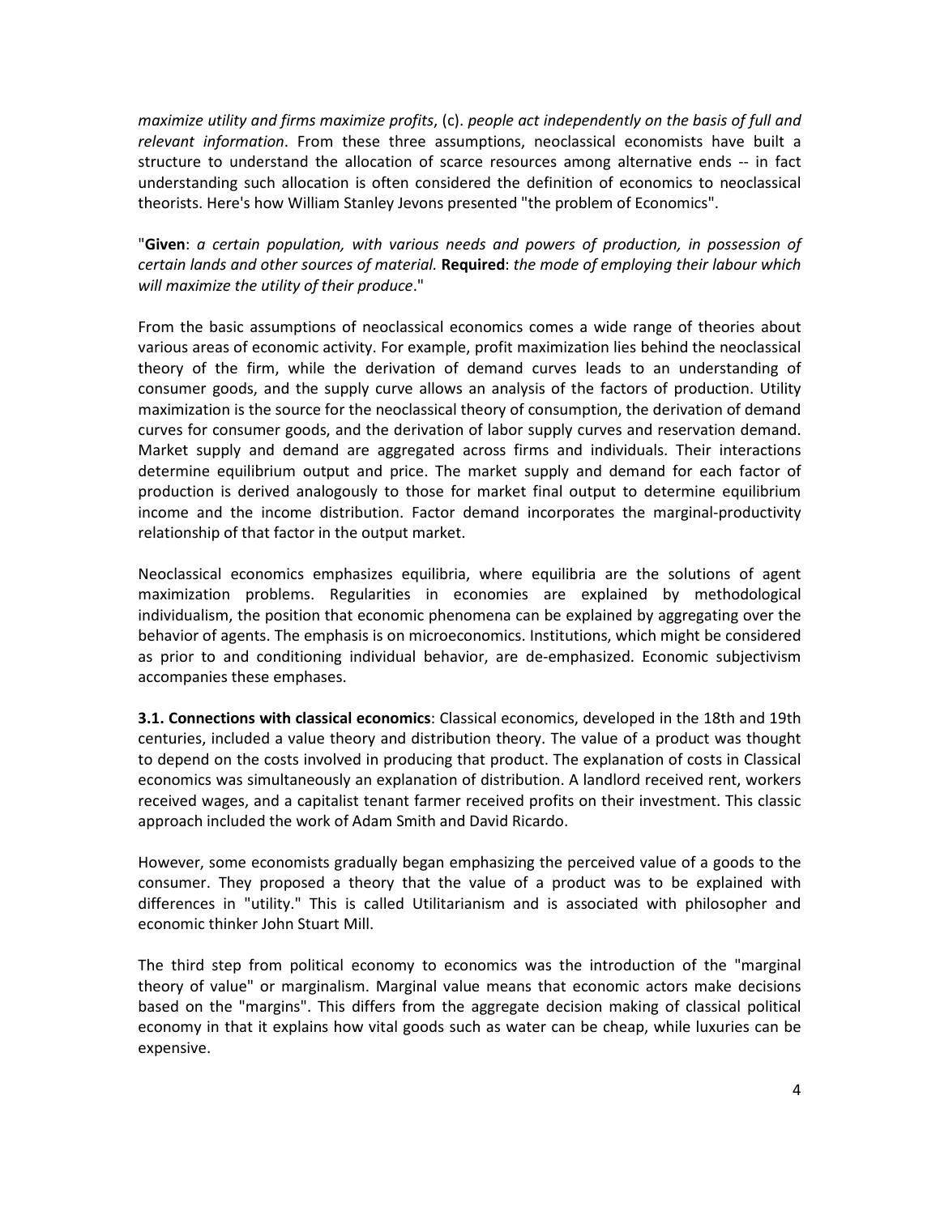*maximize utility and firms maximize profits*, (c). *people act independently on the basis of full and relevant information*. From these three assumptions, neoclassical economists have built a structure to understand the allocation of scarce resources among alternative ends -- in fact understanding such allocation is often considered the definition of economics to neoclassical theorists. Here's how William Stanley Jevons presented "the problem of Economics".

"**Given**: *a certain population, with various needs and powers of production, in possession of certain lands and other sources of material.* **Required**: *the mode of employing their labour which will maximize the utility of their produce*."

From the basic assumptions of neoclassical economics comes a wide range of theories about various areas of economic activity. For example, profit maximization lies behind the neoclassical theory of the firm, while the derivation of demand curves leads to an understanding of consumer goods, and the supply curve allows an analysis of the factors of production. Utility maximization is the source for the neoclassical theory of consumption, the derivation of demand curves for consumer goods, and the derivation of labor supply curves and reservation demand. Market supply and demand are aggregated across firms and individuals. Their interactions determine equilibrium output and price. The market supply and demand for each factor of production is derived analogously to those for market final output to determine equilibrium income and the income distribution. Factor demand incorporates the marginal-productivity relationship of that factor in the output market.

Neoclassical economics emphasizes equilibria, where equilibria are the solutions of agent maximization problems. Regularities in economies are explained by methodological individualism, the position that economic phenomena can be explained by aggregating over the behavior of agents. The emphasis is on microeconomics. Institutions, which might be considered as prior to and conditioning individual behavior, are de-emphasized. Economic subjectivism accompanies these emphases.

**3.1. Connections with classical economics**: Classical economics, developed in the 18th and 19th centuries, included a value theory and distribution theory. The value of a product was thought to depend on the costs involved in producing that product. The explanation of costs in Classical economics was simultaneously an explanation of distribution. A landlord received rent, workers received wages, and a capitalist tenant farmer received profits on their investment. This classic approach included the work of Adam Smith and David Ricardo.

However, some economists gradually began emphasizing the perceived value of a goods to the consumer. They proposed a theory that the value of a product was to be explained with differences in "utility." This is called Utilitarianism and is associated with philosopher and economic thinker John Stuart Mill.

The third step from political economy to economics was the introduction of the "marginal theory of value" or marginalism. Marginal value means that economic actors make decisions based on the "margins". This differs from the aggregate decision making of classical political economy in that it explains how vital goods such as water can be cheap, while luxuries can be expensive.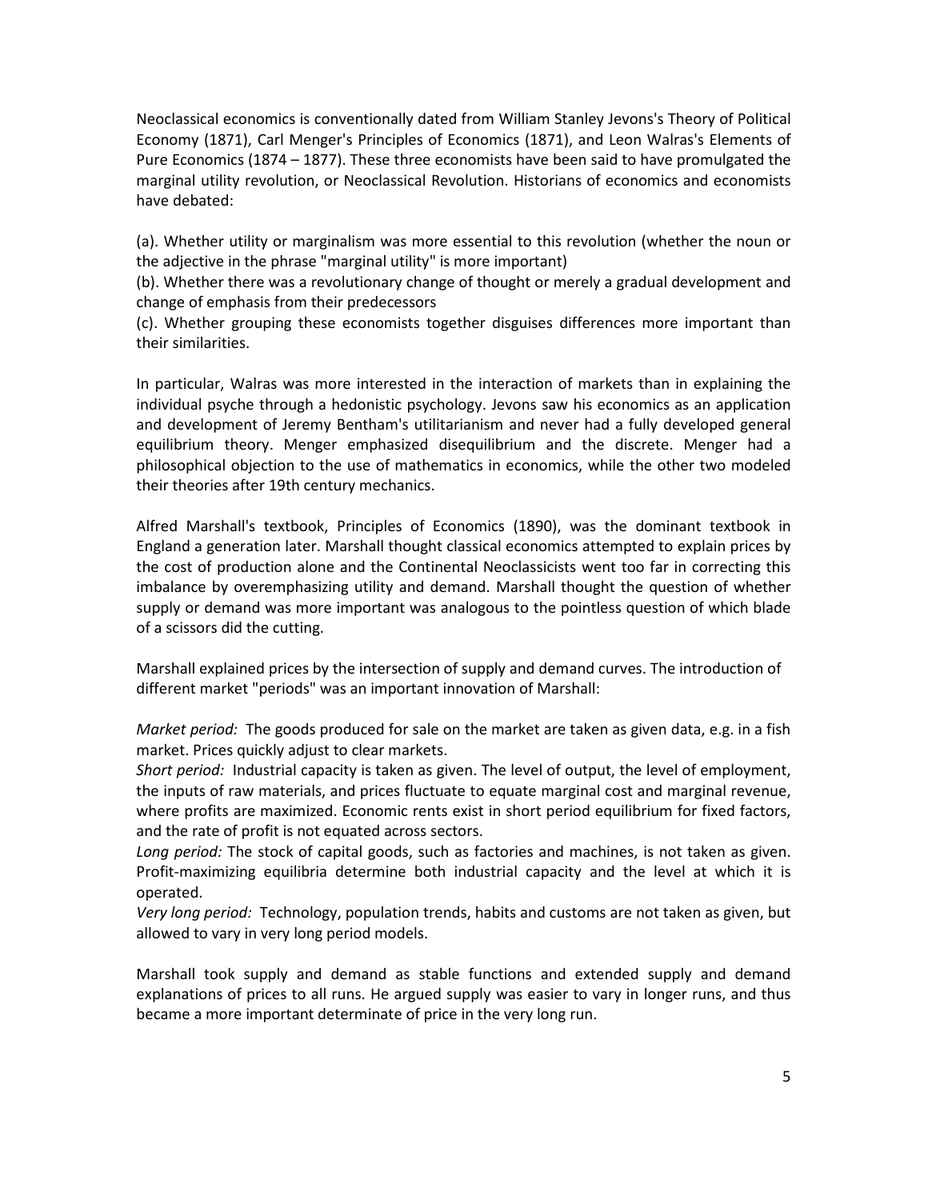Neoclassical economics is conventionally dated from William Stanley Jevons's Theory of Political Economy (1871), Carl Menger's Principles of Economics (1871), and Leon Walras's Elements of Pure Economics (1874 – 1877). These three economists have been said to have promulgated the marginal utility revolution, or Neoclassical Revolution. Historians of economics and economists have debated:

(a). Whether utility or marginalism was more essential to this revolution (whether the noun or the adjective in the phrase "marginal utility" is more important)
(b). Whether there was a revolutionary change of thought or merely a gradual development and change of emphasis from their predecessors
(c). Whether grouping these economists together disguises differences more important than their similarities.

In particular, Walras was more interested in the interaction of markets than in explaining the individual psyche through a hedonistic psychology. Jevons saw his economics as an application and development of Jeremy Bentham's utilitarianism and never had a fully developed general equilibrium theory. Menger emphasized disequilibrium and the discrete. Menger had a philosophical objection to the use of mathematics in economics, while the other two modeled their theories after 19th century mechanics.

Alfred Marshall's textbook, Principles of Economics (1890), was the dominant textbook in England a generation later. Marshall thought classical economics attempted to explain prices by the cost of production alone and the Continental Neoclassicists went too far in correcting this imbalance by overemphasizing utility and demand. Marshall thought the question of whether supply or demand was more important was analogous to the pointless question of which blade of a scissors did the cutting.

Marshall explained prices by the intersection of supply and demand curves. The introduction of different market "periods" was an important innovation of Marshall:

*Market period:* The goods produced for sale on the market are taken as given data, e.g. in a fish market. Prices quickly adjust to clear markets.
*Short period:* Industrial capacity is taken as given. The level of output, the level of employment, the inputs of raw materials, and prices fluctuate to equate marginal cost and marginal revenue, where profits are maximized. Economic rents exist in short period equilibrium for fixed factors, and the rate of profit is not equated across sectors.
*Long period:* The stock of capital goods, such as factories and machines, is not taken as given. Profit-maximizing equilibria determine both industrial capacity and the level at which it is operated.
*Very long period:* Technology, population trends, habits and customs are not taken as given, but allowed to vary in very long period models.

Marshall took supply and demand as stable functions and extended supply and demand explanations of prices to all runs. He argued supply was easier to vary in longer runs, and thus became a more important determinate of price in the very long run.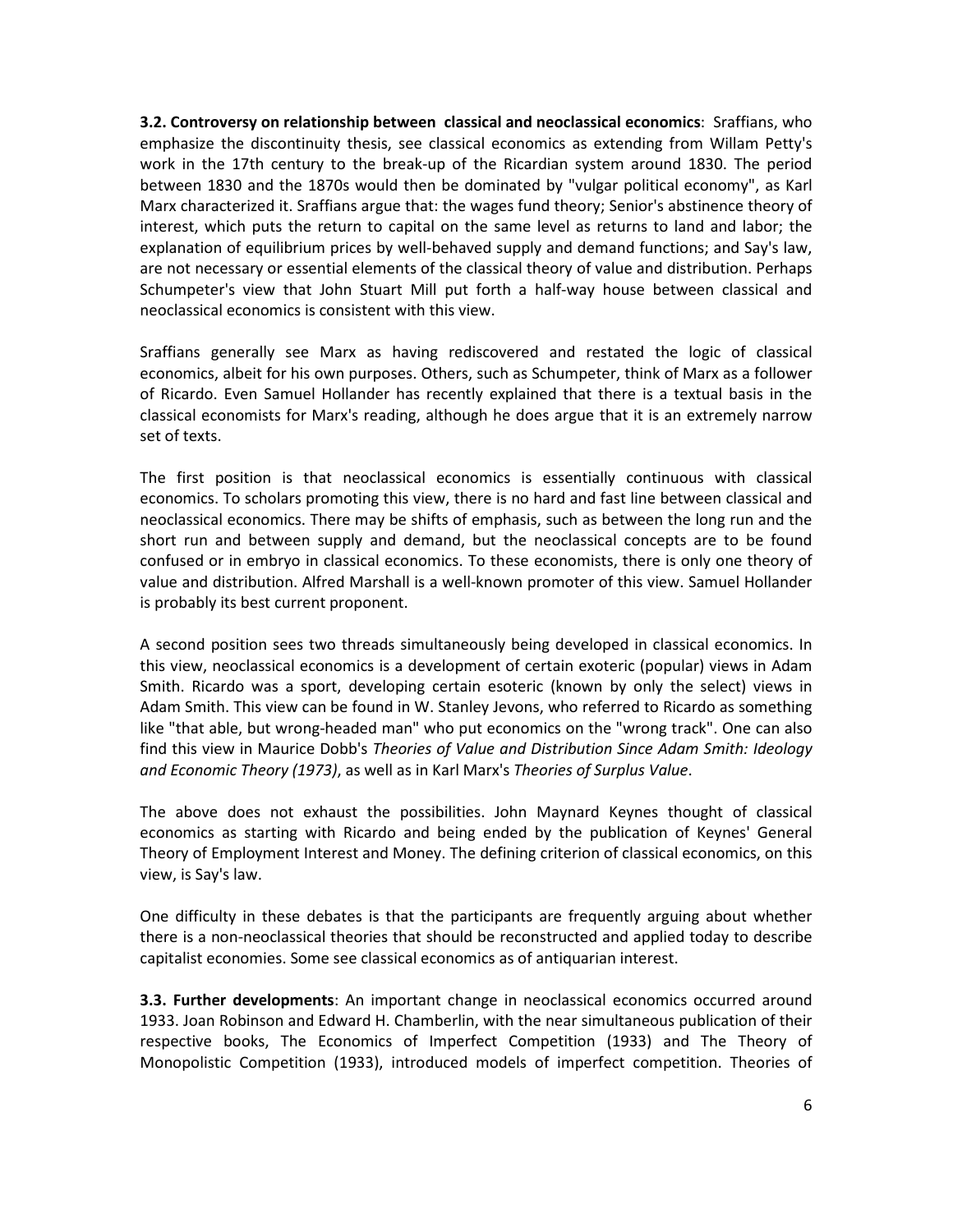**3.2. Controversy on relationship between classical and neoclassical economics**: Sraffians, who emphasize the discontinuity thesis, see classical economics as extending from Willam Petty's work in the 17th century to the break-up of the Ricardian system around 1830. The period between 1830 and the 1870s would then be dominated by "vulgar political economy", as Karl Marx characterized it. Sraffians argue that: the wages fund theory; Senior's abstinence theory of interest, which puts the return to capital on the same level as returns to land and labor; the explanation of equilibrium prices by well-behaved supply and demand functions; and Say's law, are not necessary or essential elements of the classical theory of value and distribution. Perhaps Schumpeter's view that John Stuart Mill put forth a half-way house between classical and neoclassical economics is consistent with this view.

Sraffians generally see Marx as having rediscovered and restated the logic of classical economics, albeit for his own purposes. Others, such as Schumpeter, think of Marx as a follower of Ricardo. Even Samuel Hollander has recently explained that there is a textual basis in the classical economists for Marx's reading, although he does argue that it is an extremely narrow set of texts.

The first position is that neoclassical economics is essentially continuous with classical economics. To scholars promoting this view, there is no hard and fast line between classical and neoclassical economics. There may be shifts of emphasis, such as between the long run and the short run and between supply and demand, but the neoclassical concepts are to be found confused or in embryo in classical economics. To these economists, there is only one theory of value and distribution. Alfred Marshall is a well-known promoter of this view. Samuel Hollander is probably its best current proponent.

A second position sees two threads simultaneously being developed in classical economics. In this view, neoclassical economics is a development of certain exoteric (popular) views in Adam Smith. Ricardo was a sport, developing certain esoteric (known by only the select) views in Adam Smith. This view can be found in W. Stanley Jevons, who referred to Ricardo as something like "that able, but wrong-headed man" who put economics on the "wrong track". One can also find this view in Maurice Dobb's *Theories of Value and Distribution Since Adam Smith: Ideology and Economic Theory (1973)*, as well as in Karl Marx's *Theories of Surplus Value*.

The above does not exhaust the possibilities. John Maynard Keynes thought of classical economics as starting with Ricardo and being ended by the publication of Keynes' General Theory of Employment Interest and Money. The defining criterion of classical economics, on this view, is Say's law.

One difficulty in these debates is that the participants are frequently arguing about whether there is a non-neoclassical theories that should be reconstructed and applied today to describe capitalist economies. Some see classical economics as of antiquarian interest.

**3.3. Further developments**: An important change in neoclassical economics occurred around 1933. Joan Robinson and Edward H. Chamberlin, with the near simultaneous publication of their respective books, The Economics of Imperfect Competition (1933) and The Theory of Monopolistic Competition (1933), introduced models of imperfect competition. Theories of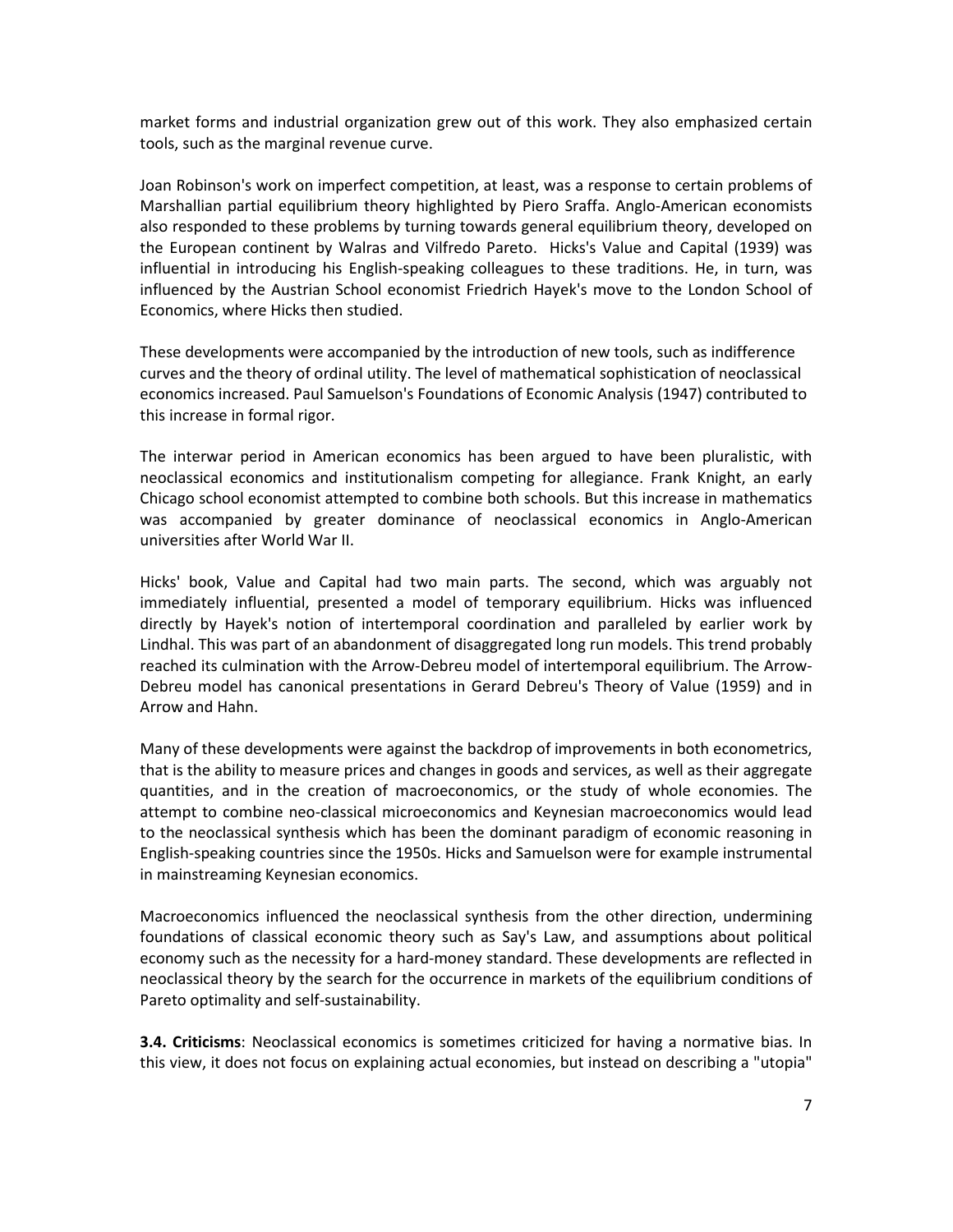market forms and industrial organization grew out of this work. They also emphasized certain tools, such as the marginal revenue curve.

Joan Robinson's work on imperfect competition, at least, was a response to certain problems of Marshallian partial equilibrium theory highlighted by Piero Sraffa. Anglo-American economists also responded to these problems by turning towards general equilibrium theory, developed on the European continent by Walras and Vilfredo Pareto. Hicks's Value and Capital (1939) was influential in introducing his English-speaking colleagues to these traditions. He, in turn, was influenced by the Austrian School economist Friedrich Hayek's move to the London School of Economics, where Hicks then studied.

These developments were accompanied by the introduction of new tools, such as indifference curves and the theory of ordinal utility. The level of mathematical sophistication of neoclassical economics increased. Paul Samuelson's Foundations of Economic Analysis (1947) contributed to this increase in formal rigor.

The interwar period in American economics has been argued to have been pluralistic, with neoclassical economics and institutionalism competing for allegiance. Frank Knight, an early Chicago school economist attempted to combine both schools. But this increase in mathematics was accompanied by greater dominance of neoclassical economics in Anglo-American universities after World War II.

Hicks' book, Value and Capital had two main parts. The second, which was arguably not immediately influential, presented a model of temporary equilibrium. Hicks was influenced directly by Hayek's notion of intertemporal coordination and paralleled by earlier work by Lindhal. This was part of an abandonment of disaggregated long run models. This trend probably reached its culmination with the Arrow-Debreu model of intertemporal equilibrium. The Arrow-Debreu model has canonical presentations in Gerard Debreu's Theory of Value (1959) and in Arrow and Hahn.

Many of these developments were against the backdrop of improvements in both econometrics, that is the ability to measure prices and changes in goods and services, as well as their aggregate quantities, and in the creation of macroeconomics, or the study of whole economies. The attempt to combine neo-classical microeconomics and Keynesian macroeconomics would lead to the neoclassical synthesis which has been the dominant paradigm of economic reasoning in English-speaking countries since the 1950s. Hicks and Samuelson were for example instrumental in mainstreaming Keynesian economics.

Macroeconomics influenced the neoclassical synthesis from the other direction, undermining foundations of classical economic theory such as Say's Law, and assumptions about political economy such as the necessity for a hard-money standard. These developments are reflected in neoclassical theory by the search for the occurrence in markets of the equilibrium conditions of Pareto optimality and self-sustainability.

**3.4. Criticisms**: Neoclassical economics is sometimes criticized for having a normative bias. In this view, it does not focus on explaining actual economies, but instead on describing a "utopia"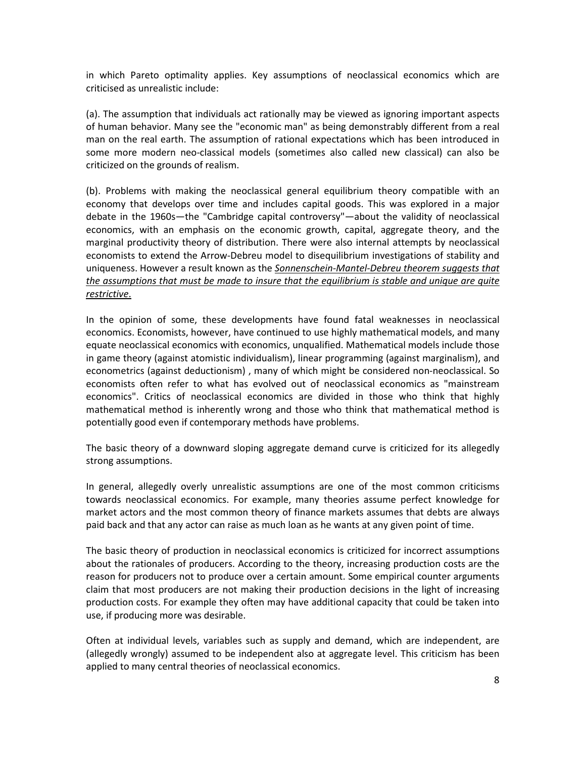in which Pareto optimality applies. Key assumptions of neoclassical economics which are criticised as unrealistic include:

(a). The assumption that individuals act rationally may be viewed as ignoring important aspects of human behavior. Many see the "economic man" as being demonstrably different from a real man on the real earth. The assumption of rational expectations which has been introduced in some more modern neo-classical models (sometimes also called new classical) can also be criticized on the grounds of realism.

(b). Problems with making the neoclassical general equilibrium theory compatible with an economy that develops over time and includes capital goods. This was explored in a major debate in the 1960s—the "Cambridge capital controversy"—about the validity of neoclassical economics, with an emphasis on the economic growth, capital, aggregate theory, and the marginal productivity theory of distribution. There were also internal attempts by neoclassical economists to extend the Arrow-Debreu model to disequilibrium investigations of stability and uniqueness. However a result known as the *<u>Sonnenschein-Mantel-Debreu theorem suggests that the assumptions that must be made to insure that the equilibrium is stable and unique are quite restrictive</u>*.

In the opinion of some, these developments have found fatal weaknesses in neoclassical economics. Economists, however, have continued to use highly mathematical models, and many equate neoclassical economics with economics, unqualified. Mathematical models include those in game theory (against atomistic individualism), linear programming (against marginalism), and econometrics (against deductionism) , many of which might be considered non-neoclassical. So economists often refer to what has evolved out of neoclassical economics as "mainstream economics". Critics of neoclassical economics are divided in those who think that highly mathematical method is inherently wrong and those who think that mathematical method is potentially good even if contemporary methods have problems.

The basic theory of a downward sloping aggregate demand curve is criticized for its allegedly strong assumptions.

In general, allegedly overly unrealistic assumptions are one of the most common criticisms towards neoclassical economics. For example, many theories assume perfect knowledge for market actors and the most common theory of finance markets assumes that debts are always paid back and that any actor can raise as much loan as he wants at any given point of time.

The basic theory of production in neoclassical economics is criticized for incorrect assumptions about the rationales of producers. According to the theory, increasing production costs are the reason for producers not to produce over a certain amount. Some empirical counter arguments claim that most producers are not making their production decisions in the light of increasing production costs. For example they often may have additional capacity that could be taken into use, if producing more was desirable.

Often at individual levels, variables such as supply and demand, which are independent, are (allegedly wrongly) assumed to be independent also at aggregate level. This criticism has been applied to many central theories of neoclassical economics.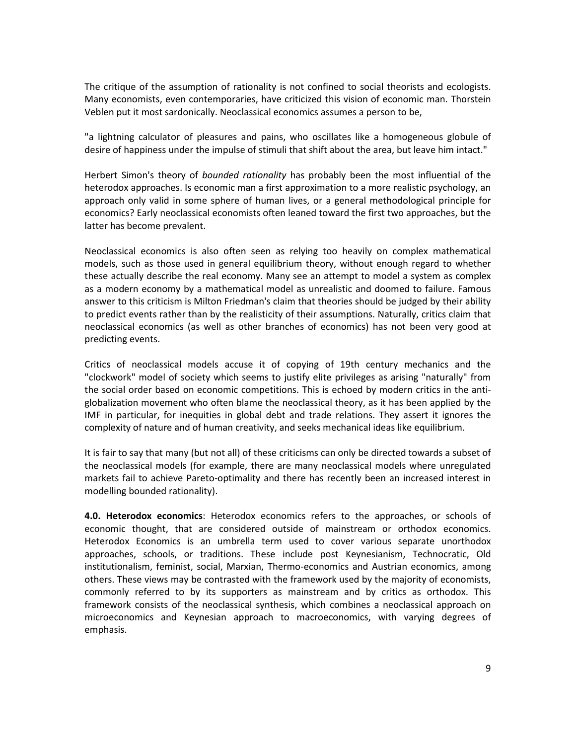The critique of the assumption of rationality is not confined to social theorists and ecologists. Many economists, even contemporaries, have criticized this vision of economic man. Thorstein Veblen put it most sardonically. Neoclassical economics assumes a person to be,

"a lightning calculator of pleasures and pains, who oscillates like a homogeneous globule of desire of happiness under the impulse of stimuli that shift about the area, but leave him intact."

Herbert Simon's theory of *bounded rationality* has probably been the most influential of the heterodox approaches. Is economic man a first approximation to a more realistic psychology, an approach only valid in some sphere of human lives, or a general methodological principle for economics? Early neoclassical economists often leaned toward the first two approaches, but the latter has become prevalent.

Neoclassical economics is also often seen as relying too heavily on complex mathematical models, such as those used in general equilibrium theory, without enough regard to whether these actually describe the real economy. Many see an attempt to model a system as complex as a modern economy by a mathematical model as unrealistic and doomed to failure. Famous answer to this criticism is Milton Friedman's claim that theories should be judged by their ability to predict events rather than by the realisticity of their assumptions. Naturally, critics claim that neoclassical economics (as well as other branches of economics) has not been very good at predicting events.

Critics of neoclassical models accuse it of copying of 19th century mechanics and the "clockwork" model of society which seems to justify elite privileges as arising "naturally" from the social order based on economic competitions. This is echoed by modern critics in the anti-globalization movement who often blame the neoclassical theory, as it has been applied by the IMF in particular, for inequities in global debt and trade relations. They assert it ignores the complexity of nature and of human creativity, and seeks mechanical ideas like equilibrium.

It is fair to say that many (but not all) of these criticisms can only be directed towards a subset of the neoclassical models (for example, there are many neoclassical models where unregulated markets fail to achieve Pareto-optimality and there has recently been an increased interest in modelling bounded rationality).

**4.0. Heterodox economics**: Heterodox economics refers to the approaches, or schools of economic thought, that are considered outside of mainstream or orthodox economics. Heterodox Economics is an umbrella term used to cover various separate unorthodox approaches, schools, or traditions. These include post Keynesianism, Technocratic, Old institutionalism, feminist, social, Marxian, Thermo-economics and Austrian economics, among others. These views may be contrasted with the framework used by the majority of economists, commonly referred to by its supporters as mainstream and by critics as orthodox. This framework consists of the neoclassical synthesis, which combines a neoclassical approach on microeconomics and Keynesian approach to macroeconomics, with varying degrees of emphasis.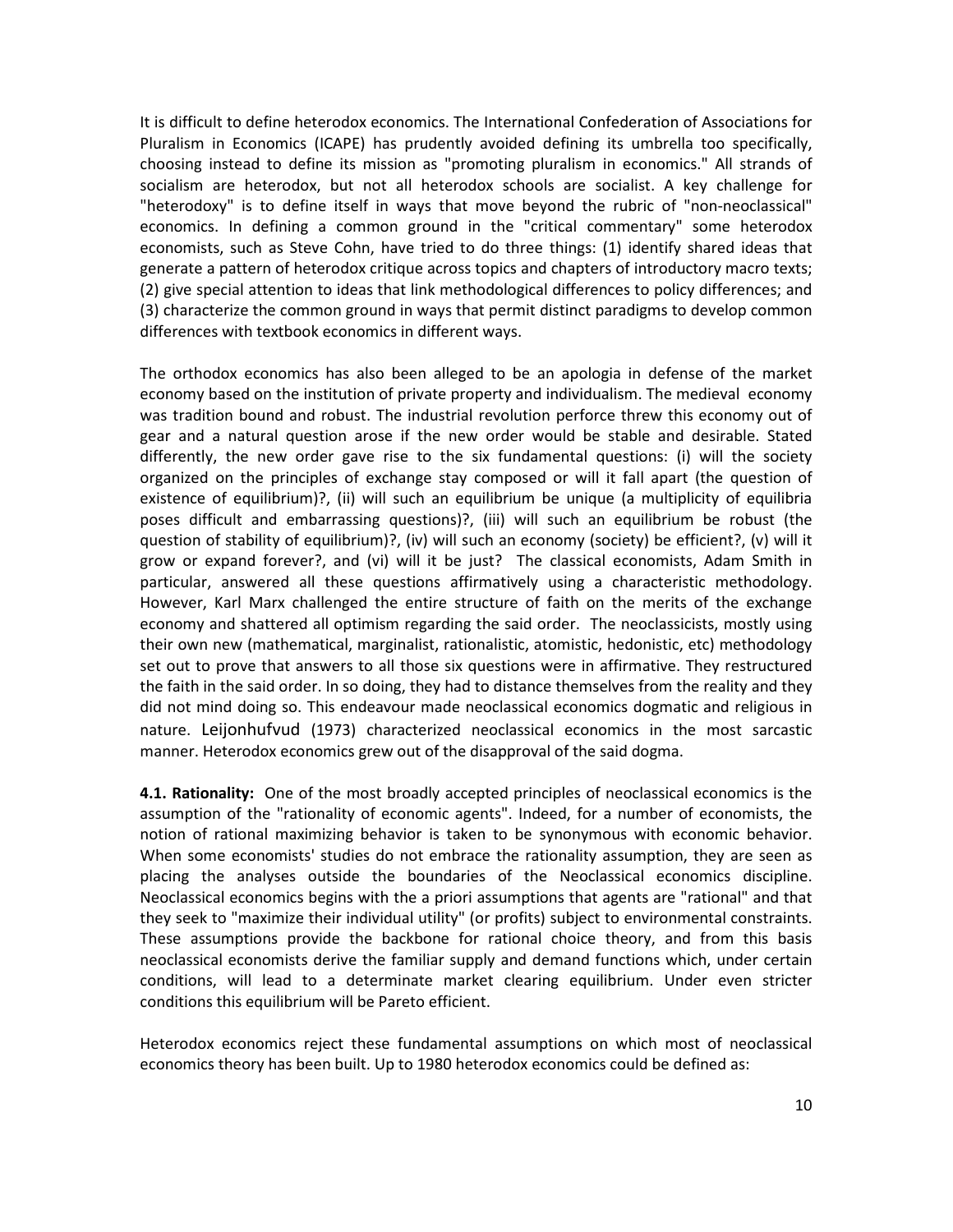It is difficult to define heterodox economics. The International Confederation of Associations for Pluralism in Economics (ICAPE) has prudently avoided defining its umbrella too specifically, choosing instead to define its mission as "promoting pluralism in economics." All strands of socialism are heterodox, but not all heterodox schools are socialist. A key challenge for "heterodoxy" is to define itself in ways that move beyond the rubric of "non-neoclassical" economics. In defining a common ground in the "critical commentary" some heterodox economists, such as Steve Cohn, have tried to do three things: (1) identify shared ideas that generate a pattern of heterodox critique across topics and chapters of introductory macro texts; (2) give special attention to ideas that link methodological differences to policy differences; and (3) characterize the common ground in ways that permit distinct paradigms to develop common differences with textbook economics in different ways.

The orthodox economics has also been alleged to be an apologia in defense of the market economy based on the institution of private property and individualism. The medieval economy was tradition bound and robust. The industrial revolution perforce threw this economy out of gear and a natural question arose if the new order would be stable and desirable. Stated differently, the new order gave rise to the six fundamental questions: (i) will the society organized on the principles of exchange stay composed or will it fall apart (the question of existence of equilibrium)?, (ii) will such an equilibrium be unique (a multiplicity of equilibria poses difficult and embarrassing questions)?, (iii) will such an equilibrium be robust (the question of stability of equilibrium)?, (iv) will such an economy (society) be efficient?, (v) will it grow or expand forever?, and (vi) will it be just? The classical economists, Adam Smith in particular, answered all these questions affirmatively using a characteristic methodology. However, Karl Marx challenged the entire structure of faith on the merits of the exchange economy and shattered all optimism regarding the said order. The neoclassicists, mostly using their own new (mathematical, marginalist, rationalistic, atomistic, hedonistic, etc) methodology set out to prove that answers to all those six questions were in affirmative. They restructured the faith in the said order. In so doing, they had to distance themselves from the reality and they did not mind doing so. This endeavour made neoclassical economics dogmatic and religious in nature. Leijonhufvud (1973) characterized neoclassical economics in the most sarcastic manner. Heterodox economics grew out of the disapproval of the said dogma.

**4.1. Rationality:** One of the most broadly accepted principles of neoclassical economics is the assumption of the "rationality of economic agents". Indeed, for a number of economists, the notion of rational maximizing behavior is taken to be synonymous with economic behavior. When some economists' studies do not embrace the rationality assumption, they are seen as placing the analyses outside the boundaries of the Neoclassical economics discipline. Neoclassical economics begins with the a priori assumptions that agents are "rational" and that they seek to "maximize their individual utility" (or profits) subject to environmental constraints. These assumptions provide the backbone for rational choice theory, and from this basis neoclassical economists derive the familiar supply and demand functions which, under certain conditions, will lead to a determinate market clearing equilibrium. Under even stricter conditions this equilibrium will be Pareto efficient.

Heterodox economics reject these fundamental assumptions on which most of neoclassical economics theory has been built. Up to 1980 heterodox economics could be defined as: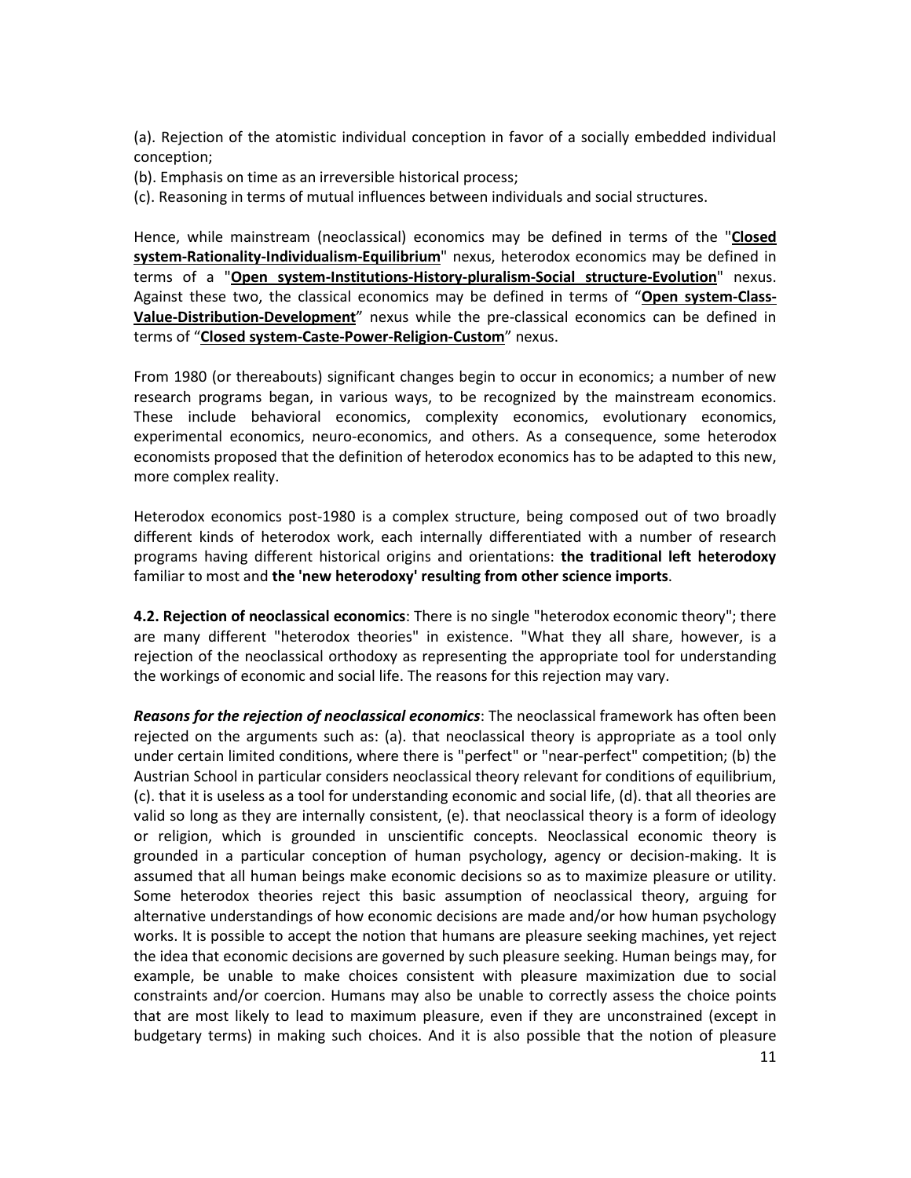(a). Rejection of the atomistic individual conception in favor of a socially embedded individual conception;

(b). Emphasis on time as an irreversible historical process;

(c). Reasoning in terms of mutual influences between individuals and social structures.

Hence, while mainstream (neoclassical) economics may be defined in terms of the "**Closed system-Rationality-Individualism-Equilibrium**" nexus, heterodox economics may be defined in terms of a "**Open system-Institutions-History-pluralism-Social structure-Evolution**" nexus. Against these two, the classical economics may be defined in terms of "**Open system-Class-Value-Distribution-Development**" nexus while the pre-classical economics can be defined in terms of "**Closed system-Caste-Power-Religion-Custom**" nexus.

From 1980 (or thereabouts) significant changes begin to occur in economics; a number of new research programs began, in various ways, to be recognized by the mainstream economics. These include behavioral economics, complexity economics, evolutionary economics, experimental economics, neuro-economics, and others. As a consequence, some heterodox economists proposed that the definition of heterodox economics has to be adapted to this new, more complex reality.

Heterodox economics post-1980 is a complex structure, being composed out of two broadly different kinds of heterodox work, each internally differentiated with a number of research programs having different historical origins and orientations: **the traditional left heterodoxy** familiar to most and **the 'new heterodoxy' resulting from other science imports**.

**4.2. Rejection of neoclassical economics**: There is no single "heterodox economic theory"; there are many different "heterodox theories" in existence. "What they all share, however, is a rejection of the neoclassical orthodoxy as representing the appropriate tool for understanding the workings of economic and social life. The reasons for this rejection may vary.

***Reasons for the rejection of neoclassical economics***: The neoclassical framework has often been rejected on the arguments such as: (a). that neoclassical theory is appropriate as a tool only under certain limited conditions, where there is "perfect" or "near-perfect" competition; (b) the Austrian School in particular considers neoclassical theory relevant for conditions of equilibrium, (c). that it is useless as a tool for understanding economic and social life, (d). that all theories are valid so long as they are internally consistent, (e). that neoclassical theory is a form of ideology or religion, which is grounded in unscientific concepts. Neoclassical economic theory is grounded in a particular conception of human psychology, agency or decision-making. It is assumed that all human beings make economic decisions so as to maximize pleasure or utility. Some heterodox theories reject this basic assumption of neoclassical theory, arguing for alternative understandings of how economic decisions are made and/or how human psychology works. It is possible to accept the notion that humans are pleasure seeking machines, yet reject the idea that economic decisions are governed by such pleasure seeking. Human beings may, for example, be unable to make choices consistent with pleasure maximization due to social constraints and/or coercion. Humans may also be unable to correctly assess the choice points that are most likely to lead to maximum pleasure, even if they are unconstrained (except in budgetary terms) in making such choices. And it is also possible that the notion of pleasure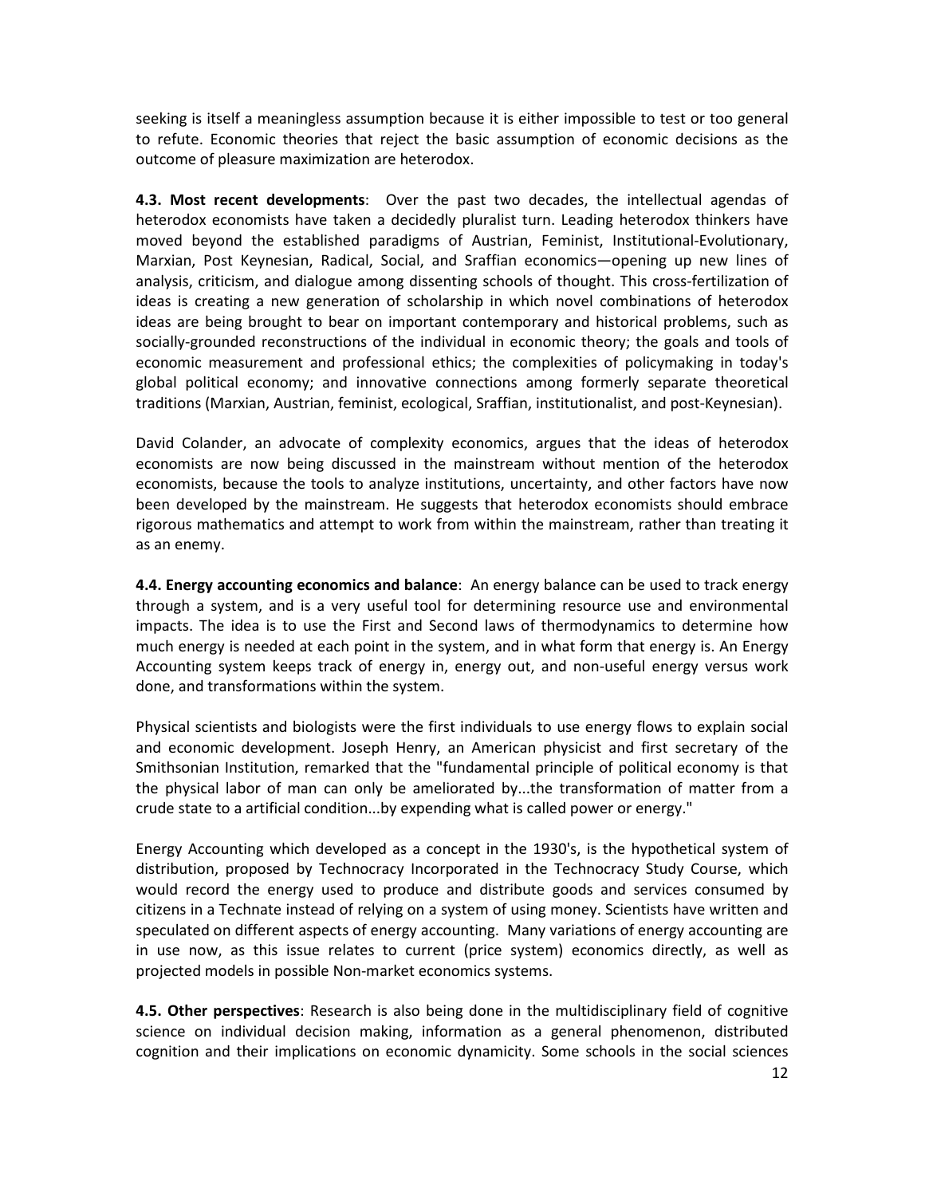seeking is itself a meaningless assumption because it is either impossible to test or too general to refute. Economic theories that reject the basic assumption of economic decisions as the outcome of pleasure maximization are heterodox.

**4.3. Most recent developments**: Over the past two decades, the intellectual agendas of heterodox economists have taken a decidedly pluralist turn. Leading heterodox thinkers have moved beyond the established paradigms of Austrian, Feminist, Institutional-Evolutionary, Marxian, Post Keynesian, Radical, Social, and Sraffian economics—opening up new lines of analysis, criticism, and dialogue among dissenting schools of thought. This cross-fertilization of ideas is creating a new generation of scholarship in which novel combinations of heterodox ideas are being brought to bear on important contemporary and historical problems, such as socially-grounded reconstructions of the individual in economic theory; the goals and tools of economic measurement and professional ethics; the complexities of policymaking in today's global political economy; and innovative connections among formerly separate theoretical traditions (Marxian, Austrian, feminist, ecological, Sraffian, institutionalist, and post-Keynesian).

David Colander, an advocate of complexity economics, argues that the ideas of heterodox economists are now being discussed in the mainstream without mention of the heterodox economists, because the tools to analyze institutions, uncertainty, and other factors have now been developed by the mainstream. He suggests that heterodox economists should embrace rigorous mathematics and attempt to work from within the mainstream, rather than treating it as an enemy.

**4.4. Energy accounting economics and balance**: An energy balance can be used to track energy through a system, and is a very useful tool for determining resource use and environmental impacts. The idea is to use the First and Second laws of thermodynamics to determine how much energy is needed at each point in the system, and in what form that energy is. An Energy Accounting system keeps track of energy in, energy out, and non-useful energy versus work done, and transformations within the system.

Physical scientists and biologists were the first individuals to use energy flows to explain social and economic development. Joseph Henry, an American physicist and first secretary of the Smithsonian Institution, remarked that the "fundamental principle of political economy is that the physical labor of man can only be ameliorated by...the transformation of matter from a crude state to a artificial condition...by expending what is called power or energy."

Energy Accounting which developed as a concept in the 1930's, is the hypothetical system of distribution, proposed by Technocracy Incorporated in the Technocracy Study Course, which would record the energy used to produce and distribute goods and services consumed by citizens in a Technate instead of relying on a system of using money. Scientists have written and speculated on different aspects of energy accounting. Many variations of energy accounting are in use now, as this issue relates to current (price system) economics directly, as well as projected models in possible Non-market economics systems.

**4.5. Other perspectives**: Research is also being done in the multidisciplinary field of cognitive science on individual decision making, information as a general phenomenon, distributed cognition and their implications on economic dynamicity. Some schools in the social sciences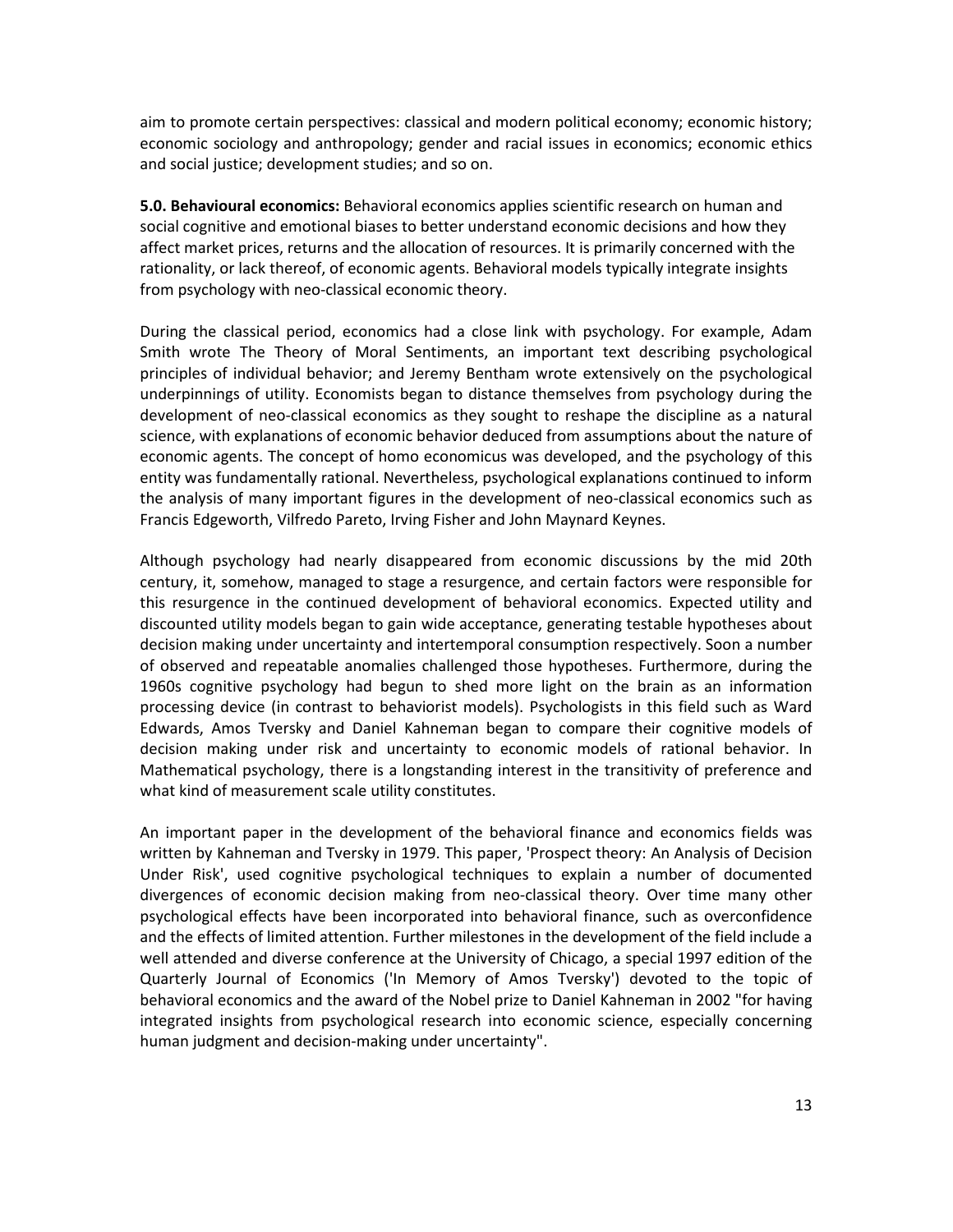aim to promote certain perspectives: classical and modern political economy; economic history; economic sociology and anthropology; gender and racial issues in economics; economic ethics and social justice; development studies; and so on.

**5.0. Behavioural economics:** Behavioral economics applies scientific research on human and social cognitive and emotional biases to better understand economic decisions and how they affect market prices, returns and the allocation of resources. It is primarily concerned with the rationality, or lack thereof, of economic agents. Behavioral models typically integrate insights from psychology with neo-classical economic theory.

During the classical period, economics had a close link with psychology. For example, Adam Smith wrote The Theory of Moral Sentiments, an important text describing psychological principles of individual behavior; and Jeremy Bentham wrote extensively on the psychological underpinnings of utility. Economists began to distance themselves from psychology during the development of neo-classical economics as they sought to reshape the discipline as a natural science, with explanations of economic behavior deduced from assumptions about the nature of economic agents. The concept of homo economicus was developed, and the psychology of this entity was fundamentally rational. Nevertheless, psychological explanations continued to inform the analysis of many important figures in the development of neo-classical economics such as Francis Edgeworth, Vilfredo Pareto, Irving Fisher and John Maynard Keynes.

Although psychology had nearly disappeared from economic discussions by the mid 20th century, it, somehow, managed to stage a resurgence, and certain factors were responsible for this resurgence in the continued development of behavioral economics. Expected utility and discounted utility models began to gain wide acceptance, generating testable hypotheses about decision making under uncertainty and intertemporal consumption respectively. Soon a number of observed and repeatable anomalies challenged those hypotheses. Furthermore, during the 1960s cognitive psychology had begun to shed more light on the brain as an information processing device (in contrast to behaviorist models). Psychologists in this field such as Ward Edwards, Amos Tversky and Daniel Kahneman began to compare their cognitive models of decision making under risk and uncertainty to economic models of rational behavior. In Mathematical psychology, there is a longstanding interest in the transitivity of preference and what kind of measurement scale utility constitutes.

An important paper in the development of the behavioral finance and economics fields was written by Kahneman and Tversky in 1979. This paper, 'Prospect theory: An Analysis of Decision Under Risk', used cognitive psychological techniques to explain a number of documented divergences of economic decision making from neo-classical theory. Over time many other psychological effects have been incorporated into behavioral finance, such as overconfidence and the effects of limited attention. Further milestones in the development of the field include a well attended and diverse conference at the University of Chicago, a special 1997 edition of the Quarterly Journal of Economics ('In Memory of Amos Tversky') devoted to the topic of behavioral economics and the award of the Nobel prize to Daniel Kahneman in 2002 "for having integrated insights from psychological research into economic science, especially concerning human judgment and decision-making under uncertainty".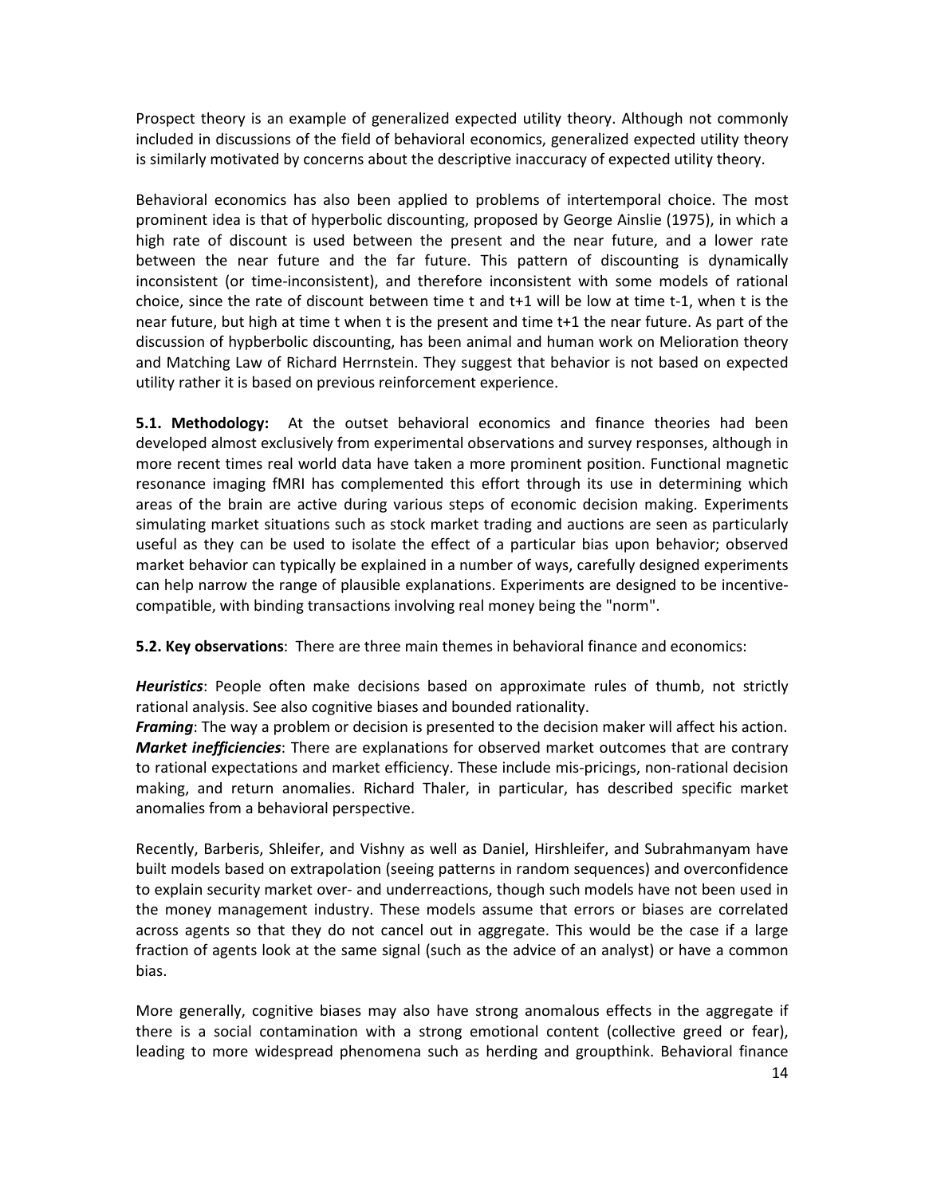Prospect theory is an example of generalized expected utility theory. Although not commonly included in discussions of the field of behavioral economics, generalized expected utility theory is similarly motivated by concerns about the descriptive inaccuracy of expected utility theory.

Behavioral economics has also been applied to problems of intertemporal choice. The most prominent idea is that of hyperbolic discounting, proposed by George Ainslie (1975), in which a high rate of discount is used between the present and the near future, and a lower rate between the near future and the far future. This pattern of discounting is dynamically inconsistent (or time-inconsistent), and therefore inconsistent with some models of rational choice, since the rate of discount between time t and t+1 will be low at time t-1, when t is the near future, but high at time t when t is the present and time t+1 the near future. As part of the discussion of hypberbolic discounting, has been animal and human work on Melioration theory and Matching Law of Richard Herrnstein. They suggest that behavior is not based on expected utility rather it is based on previous reinforcement experience.

**5.1. Methodology:** At the outset behavioral economics and finance theories had been developed almost exclusively from experimental observations and survey responses, although in more recent times real world data have taken a more prominent position. Functional magnetic resonance imaging fMRI has complemented this effort through its use in determining which areas of the brain are active during various steps of economic decision making. Experiments simulating market situations such as stock market trading and auctions are seen as particularly useful as they can be used to isolate the effect of a particular bias upon behavior; observed market behavior can typically be explained in a number of ways, carefully designed experiments can help narrow the range of plausible explanations. Experiments are designed to be incentive-compatible, with binding transactions involving real money being the "norm".

**5.2. Key observations**: There are three main themes in behavioral finance and economics:

***Heuristics***: People often make decisions based on approximate rules of thumb, not strictly rational analysis. See also cognitive biases and bounded rationality.
***Framing***: The way a problem or decision is presented to the decision maker will affect his action.
***Market inefficiencies***: There are explanations for observed market outcomes that are contrary to rational expectations and market efficiency. These include mis-pricings, non-rational decision making, and return anomalies. Richard Thaler, in particular, has described specific market anomalies from a behavioral perspective.

Recently, Barberis, Shleifer, and Vishny as well as Daniel, Hirshleifer, and Subrahmanyam have built models based on extrapolation (seeing patterns in random sequences) and overconfidence to explain security market over- and underreactions, though such models have not been used in the money management industry. These models assume that errors or biases are correlated across agents so that they do not cancel out in aggregate. This would be the case if a large fraction of agents look at the same signal (such as the advice of an analyst) or have a common bias.

More generally, cognitive biases may also have strong anomalous effects in the aggregate if there is a social contamination with a strong emotional content (collective greed or fear), leading to more widespread phenomena such as herding and groupthink. Behavioral finance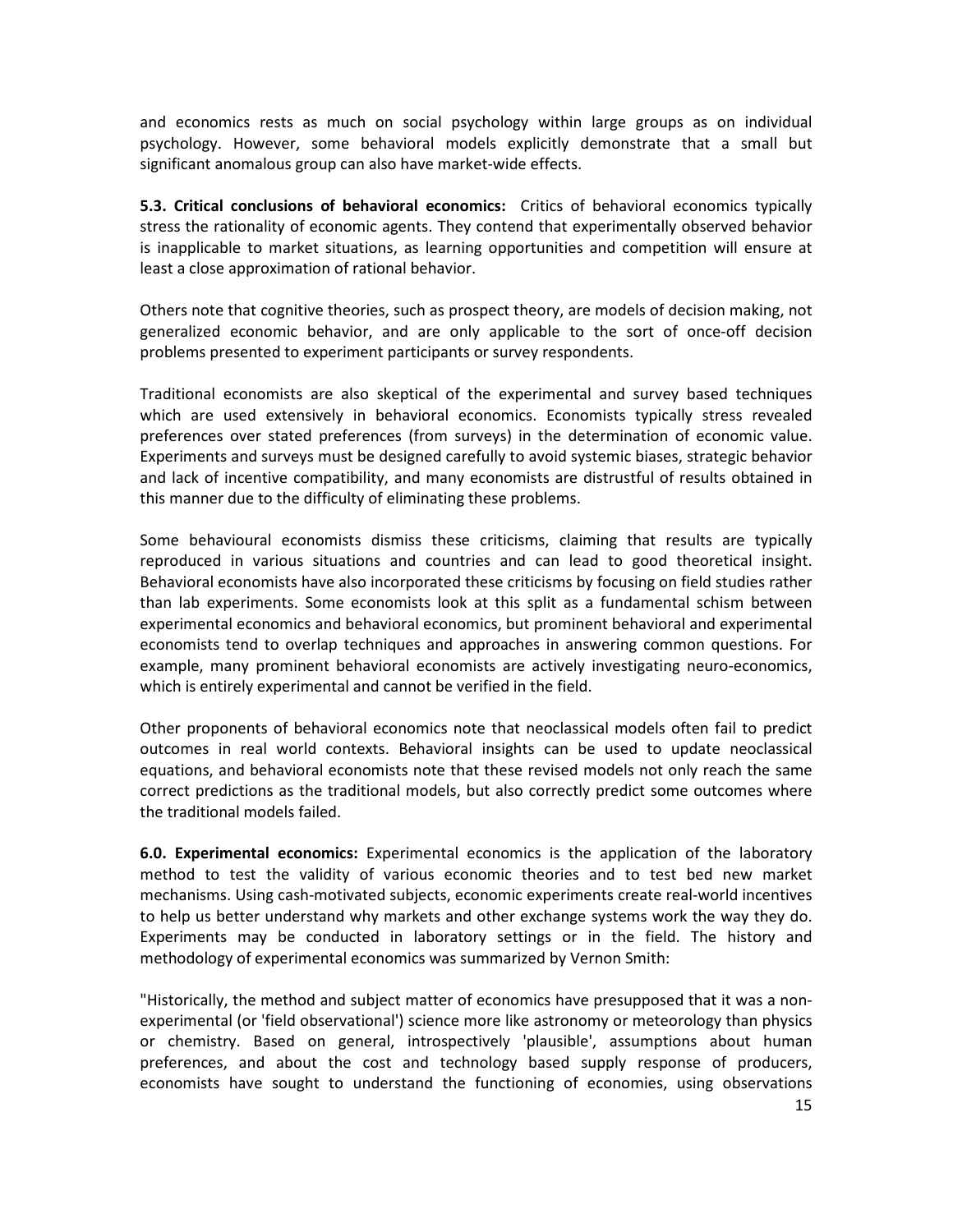and economics rests as much on social psychology within large groups as on individual psychology. However, some behavioral models explicitly demonstrate that a small but significant anomalous group can also have market-wide effects.

**5.3. Critical conclusions of behavioral economics:** Critics of behavioral economics typically stress the rationality of economic agents. They contend that experimentally observed behavior is inapplicable to market situations, as learning opportunities and competition will ensure at least a close approximation of rational behavior.

Others note that cognitive theories, such as prospect theory, are models of decision making, not generalized economic behavior, and are only applicable to the sort of once-off decision problems presented to experiment participants or survey respondents.

Traditional economists are also skeptical of the experimental and survey based techniques which are used extensively in behavioral economics. Economists typically stress revealed preferences over stated preferences (from surveys) in the determination of economic value. Experiments and surveys must be designed carefully to avoid systemic biases, strategic behavior and lack of incentive compatibility, and many economists are distrustful of results obtained in this manner due to the difficulty of eliminating these problems.

Some behavioural economists dismiss these criticisms, claiming that results are typically reproduced in various situations and countries and can lead to good theoretical insight. Behavioral economists have also incorporated these criticisms by focusing on field studies rather than lab experiments. Some economists look at this split as a fundamental schism between experimental economics and behavioral economics, but prominent behavioral and experimental economists tend to overlap techniques and approaches in answering common questions. For example, many prominent behavioral economists are actively investigating neuro-economics, which is entirely experimental and cannot be verified in the field.

Other proponents of behavioral economics note that neoclassical models often fail to predict outcomes in real world contexts. Behavioral insights can be used to update neoclassical equations, and behavioral economists note that these revised models not only reach the same correct predictions as the traditional models, but also correctly predict some outcomes where the traditional models failed.

**6.0. Experimental economics:** Experimental economics is the application of the laboratory method to test the validity of various economic theories and to test bed new market mechanisms. Using cash-motivated subjects, economic experiments create real-world incentives to help us better understand why markets and other exchange systems work the way they do. Experiments may be conducted in laboratory settings or in the field. The history and methodology of experimental economics was summarized by Vernon Smith:

"Historically, the method and subject matter of economics have presupposed that it was a non-experimental (or 'field observational') science more like astronomy or meteorology than physics or chemistry. Based on general, introspectively 'plausible', assumptions about human preferences, and about the cost and technology based supply response of producers, economists have sought to understand the functioning of economies, using observations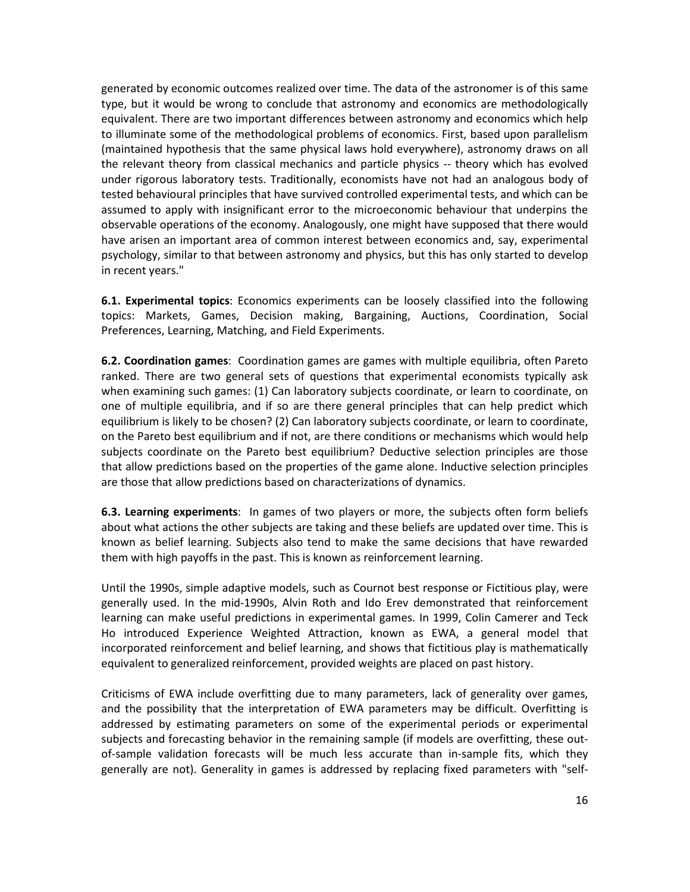generated by economic outcomes realized over time. The data of the astronomer is of this same type, but it would be wrong to conclude that astronomy and economics are methodologically equivalent. There are two important differences between astronomy and economics which help to illuminate some of the methodological problems of economics. First, based upon parallelism (maintained hypothesis that the same physical laws hold everywhere), astronomy draws on all the relevant theory from classical mechanics and particle physics -- theory which has evolved under rigorous laboratory tests. Traditionally, economists have not had an analogous body of tested behavioural principles that have survived controlled experimental tests, and which can be assumed to apply with insignificant error to the microeconomic behaviour that underpins the observable operations of the economy. Analogously, one might have supposed that there would have arisen an important area of common interest between economics and, say, experimental psychology, similar to that between astronomy and physics, but this has only started to develop in recent years."

**6.1. Experimental topics**: Economics experiments can be loosely classified into the following topics: Markets, Games, Decision making, Bargaining, Auctions, Coordination, Social Preferences, Learning, Matching, and Field Experiments.

**6.2. Coordination games**: Coordination games are games with multiple equilibria, often Pareto ranked. There are two general sets of questions that experimental economists typically ask when examining such games: (1) Can laboratory subjects coordinate, or learn to coordinate, on one of multiple equilibria, and if so are there general principles that can help predict which equilibrium is likely to be chosen? (2) Can laboratory subjects coordinate, or learn to coordinate, on the Pareto best equilibrium and if not, are there conditions or mechanisms which would help subjects coordinate on the Pareto best equilibrium? Deductive selection principles are those that allow predictions based on the properties of the game alone. Inductive selection principles are those that allow predictions based on characterizations of dynamics.

**6.3. Learning experiments**: In games of two players or more, the subjects often form beliefs about what actions the other subjects are taking and these beliefs are updated over time. This is known as belief learning. Subjects also tend to make the same decisions that have rewarded them with high payoffs in the past. This is known as reinforcement learning.

Until the 1990s, simple adaptive models, such as Cournot best response or Fictitious play, were generally used. In the mid-1990s, Alvin Roth and Ido Erev demonstrated that reinforcement learning can make useful predictions in experimental games. In 1999, Colin Camerer and Teck Ho introduced Experience Weighted Attraction, known as EWA, a general model that incorporated reinforcement and belief learning, and shows that fictitious play is mathematically equivalent to generalized reinforcement, provided weights are placed on past history.

Criticisms of EWA include overfitting due to many parameters, lack of generality over games, and the possibility that the interpretation of EWA parameters may be difficult. Overfitting is addressed by estimating parameters on some of the experimental periods or experimental subjects and forecasting behavior in the remaining sample (if models are overfitting, these out-of-sample validation forecasts will be much less accurate than in-sample fits, which they generally are not). Generality in games is addressed by replacing fixed parameters with "self-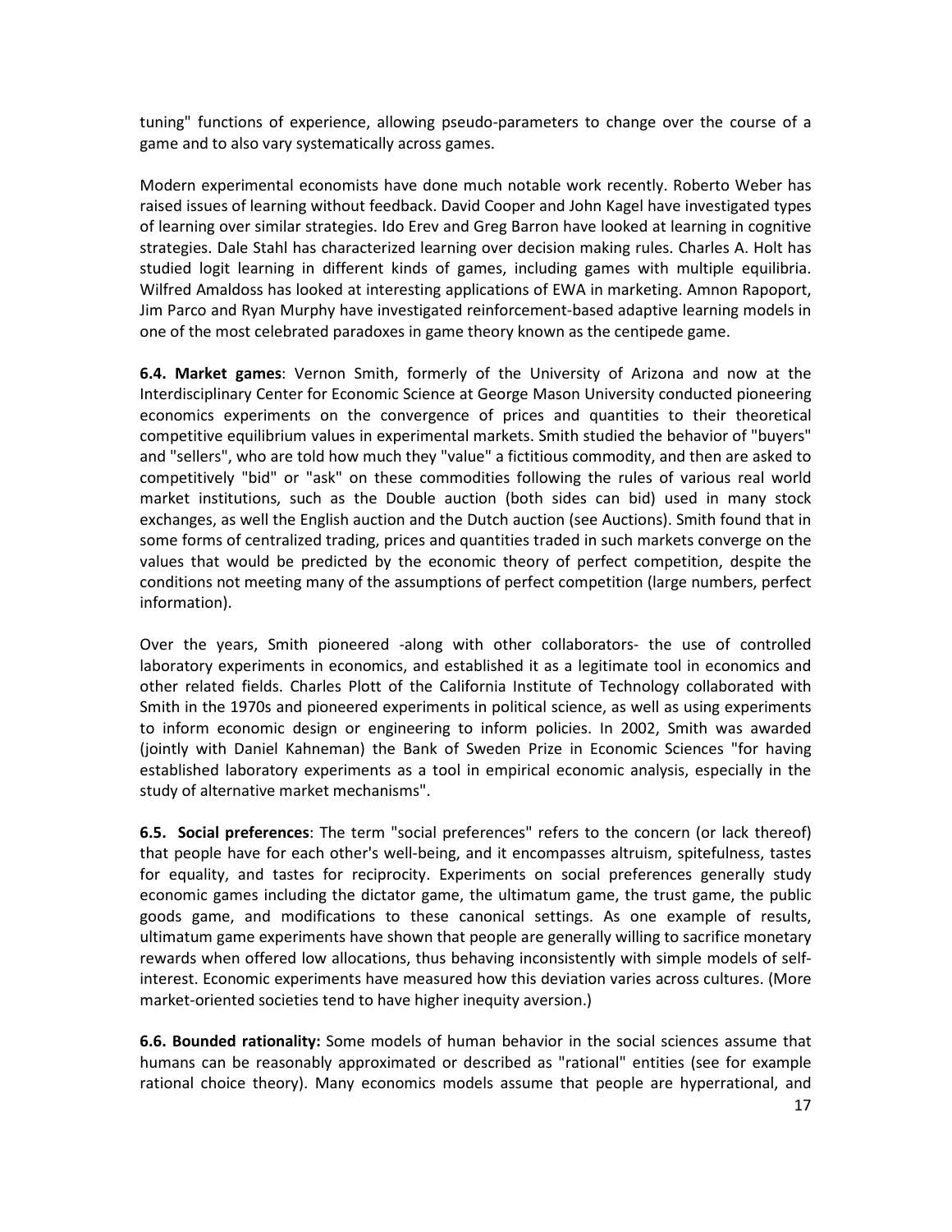tuning" functions of experience, allowing pseudo-parameters to change over the course of a game and to also vary systematically across games.

Modern experimental economists have done much notable work recently. Roberto Weber has raised issues of learning without feedback. David Cooper and John Kagel have investigated types of learning over similar strategies. Ido Erev and Greg Barron have looked at learning in cognitive strategies. Dale Stahl has characterized learning over decision making rules. Charles A. Holt has studied logit learning in different kinds of games, including games with multiple equilibria. Wilfred Amaldoss has looked at interesting applications of EWA in marketing. Amnon Rapoport, Jim Parco and Ryan Murphy have investigated reinforcement-based adaptive learning models in one of the most celebrated paradoxes in game theory known as the centipede game.

**6.4. Market games**: Vernon Smith, formerly of the University of Arizona and now at the Interdisciplinary Center for Economic Science at George Mason University conducted pioneering economics experiments on the convergence of prices and quantities to their theoretical competitive equilibrium values in experimental markets. Smith studied the behavior of "buyers" and "sellers", who are told how much they "value" a fictitious commodity, and then are asked to competitively "bid" or "ask" on these commodities following the rules of various real world market institutions, such as the Double auction (both sides can bid) used in many stock exchanges, as well the English auction and the Dutch auction (see Auctions). Smith found that in some forms of centralized trading, prices and quantities traded in such markets converge on the values that would be predicted by the economic theory of perfect competition, despite the conditions not meeting many of the assumptions of perfect competition (large numbers, perfect information).

Over the years, Smith pioneered -along with other collaborators- the use of controlled laboratory experiments in economics, and established it as a legitimate tool in economics and other related fields. Charles Plott of the California Institute of Technology collaborated with Smith in the 1970s and pioneered experiments in political science, as well as using experiments to inform economic design or engineering to inform policies. In 2002, Smith was awarded (jointly with Daniel Kahneman) the Bank of Sweden Prize in Economic Sciences "for having established laboratory experiments as a tool in empirical economic analysis, especially in the study of alternative market mechanisms".

**6.5. Social preferences**: The term "social preferences" refers to the concern (or lack thereof) that people have for each other's well-being, and it encompasses altruism, spitefulness, tastes for equality, and tastes for reciprocity. Experiments on social preferences generally study economic games including the dictator game, the ultimatum game, the trust game, the public goods game, and modifications to these canonical settings. As one example of results, ultimatum game experiments have shown that people are generally willing to sacrifice monetary rewards when offered low allocations, thus behaving inconsistently with simple models of self-interest. Economic experiments have measured how this deviation varies across cultures. (More market-oriented societies tend to have higher inequity aversion.)

**6.6. Bounded rationality:** Some models of human behavior in the social sciences assume that humans can be reasonably approximated or described as "rational" entities (see for example rational choice theory). Many economics models assume that people are hyperrational, and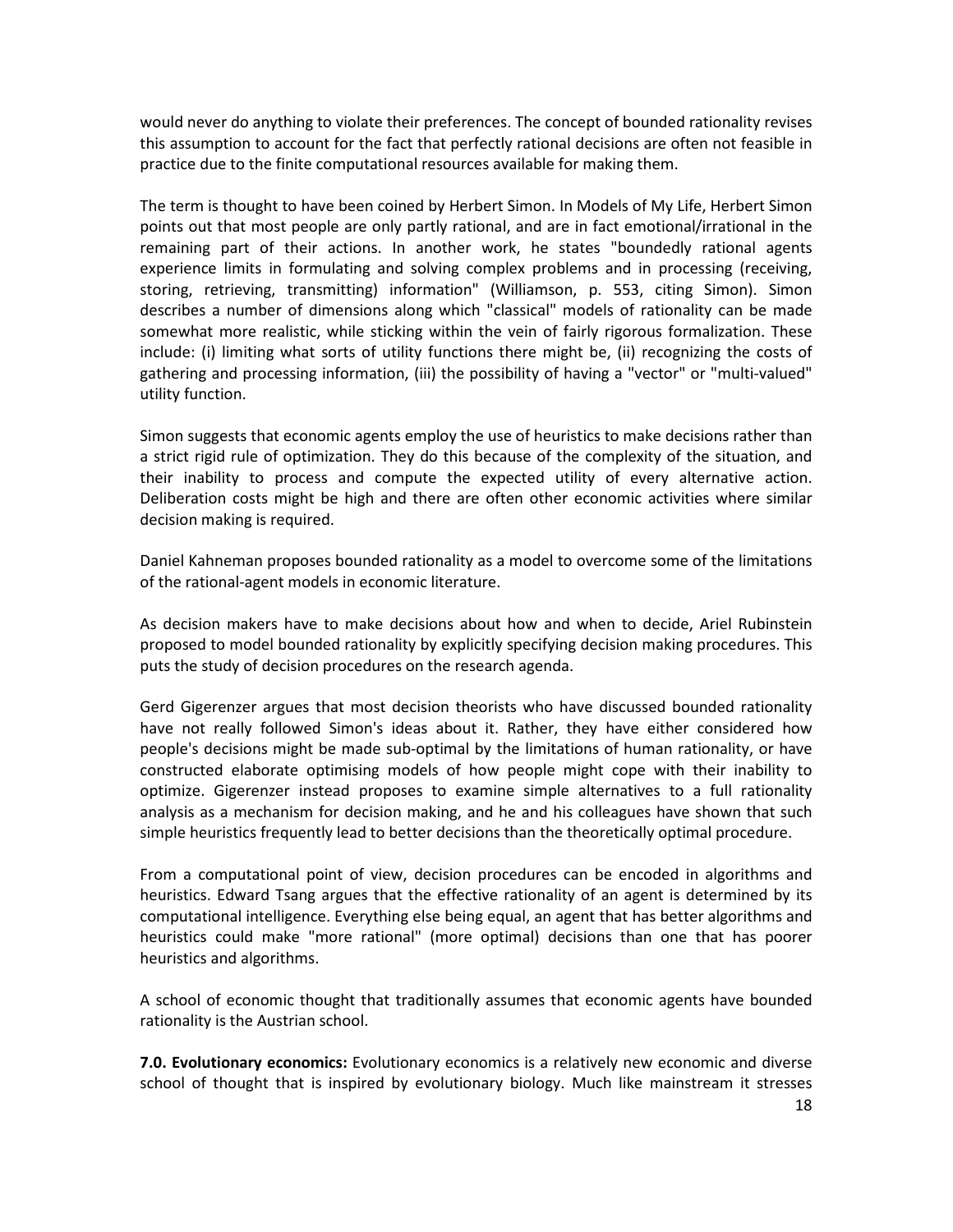would never do anything to violate their preferences. The concept of bounded rationality revises this assumption to account for the fact that perfectly rational decisions are often not feasible in practice due to the finite computational resources available for making them.

The term is thought to have been coined by Herbert Simon. In Models of My Life, Herbert Simon points out that most people are only partly rational, and are in fact emotional/irrational in the remaining part of their actions. In another work, he states "boundedly rational agents experience limits in formulating and solving complex problems and in processing (receiving, storing, retrieving, transmitting) information" (Williamson, p. 553, citing Simon). Simon describes a number of dimensions along which "classical" models of rationality can be made somewhat more realistic, while sticking within the vein of fairly rigorous formalization. These include: (i) limiting what sorts of utility functions there might be, (ii) recognizing the costs of gathering and processing information, (iii) the possibility of having a "vector" or "multi-valued" utility function.

Simon suggests that economic agents employ the use of heuristics to make decisions rather than a strict rigid rule of optimization. They do this because of the complexity of the situation, and their inability to process and compute the expected utility of every alternative action. Deliberation costs might be high and there are often other economic activities where similar decision making is required.

Daniel Kahneman proposes bounded rationality as a model to overcome some of the limitations of the rational-agent models in economic literature.

As decision makers have to make decisions about how and when to decide, Ariel Rubinstein proposed to model bounded rationality by explicitly specifying decision making procedures. This puts the study of decision procedures on the research agenda.

Gerd Gigerenzer argues that most decision theorists who have discussed bounded rationality have not really followed Simon's ideas about it. Rather, they have either considered how people's decisions might be made sub-optimal by the limitations of human rationality, or have constructed elaborate optimising models of how people might cope with their inability to optimize. Gigerenzer instead proposes to examine simple alternatives to a full rationality analysis as a mechanism for decision making, and he and his colleagues have shown that such simple heuristics frequently lead to better decisions than the theoretically optimal procedure.

From a computational point of view, decision procedures can be encoded in algorithms and heuristics. Edward Tsang argues that the effective rationality of an agent is determined by its computational intelligence. Everything else being equal, an agent that has better algorithms and heuristics could make "more rational" (more optimal) decisions than one that has poorer heuristics and algorithms.

A school of economic thought that traditionally assumes that economic agents have bounded rationality is the Austrian school.

**7.0. Evolutionary economics:** Evolutionary economics is a relatively new economic and diverse school of thought that is inspired by evolutionary biology. Much like mainstream it stresses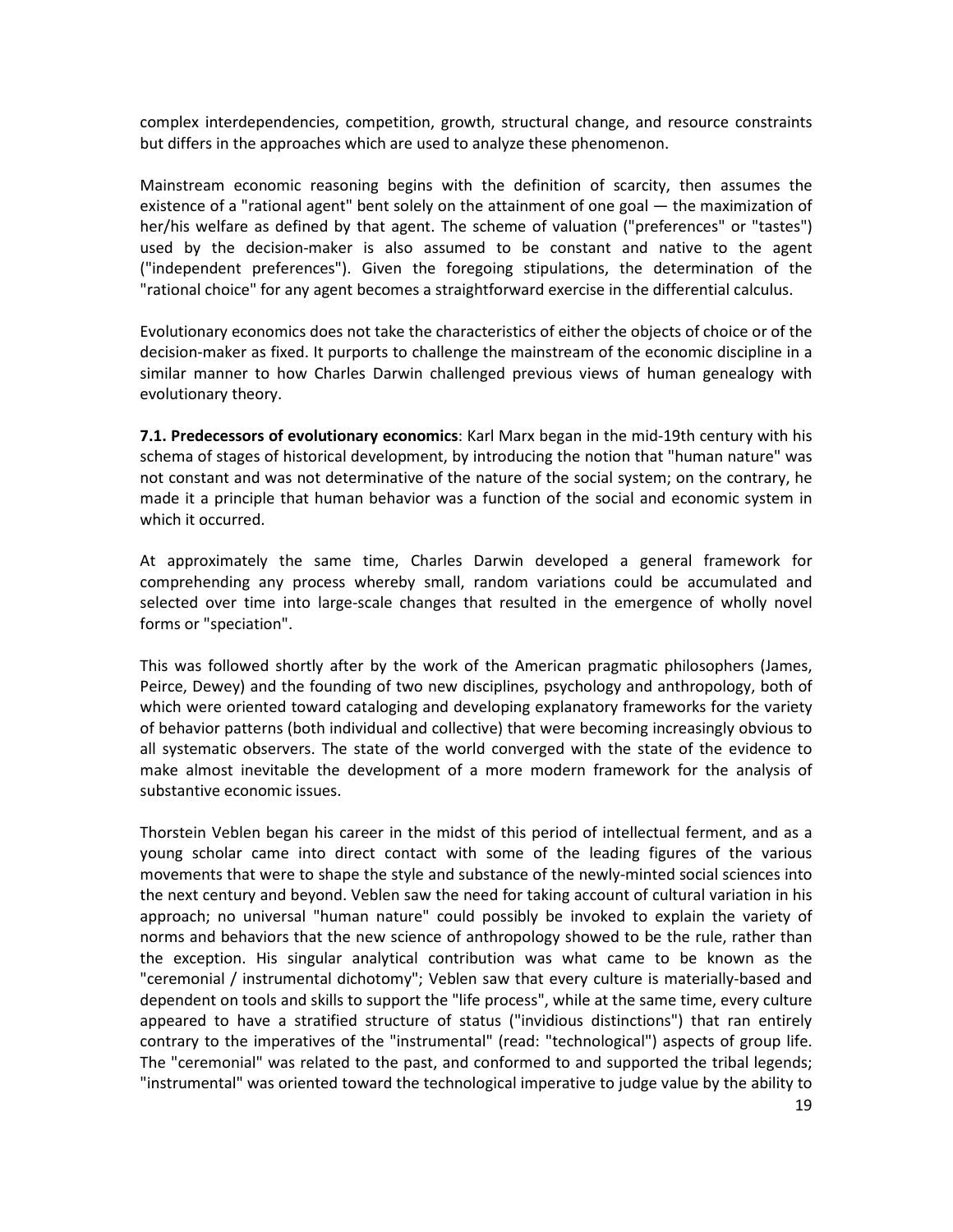complex interdependencies, competition, growth, structural change, and resource constraints but differs in the approaches which are used to analyze these phenomenon.

Mainstream economic reasoning begins with the definition of scarcity, then assumes the existence of a "rational agent" bent solely on the attainment of one goal — the maximization of her/his welfare as defined by that agent. The scheme of valuation ("preferences" or "tastes") used by the decision-maker is also assumed to be constant and native to the agent ("independent preferences"). Given the foregoing stipulations, the determination of the "rational choice" for any agent becomes a straightforward exercise in the differential calculus.

Evolutionary economics does not take the characteristics of either the objects of choice or of the decision-maker as fixed. It purports to challenge the mainstream of the economic discipline in a similar manner to how Charles Darwin challenged previous views of human genealogy with evolutionary theory.

**7.1. Predecessors of evolutionary economics**: Karl Marx began in the mid-19th century with his schema of stages of historical development, by introducing the notion that "human nature" was not constant and was not determinative of the nature of the social system; on the contrary, he made it a principle that human behavior was a function of the social and economic system in which it occurred.

At approximately the same time, Charles Darwin developed a general framework for comprehending any process whereby small, random variations could be accumulated and selected over time into large-scale changes that resulted in the emergence of wholly novel forms or "speciation".

This was followed shortly after by the work of the American pragmatic philosophers (James, Peirce, Dewey) and the founding of two new disciplines, psychology and anthropology, both of which were oriented toward cataloging and developing explanatory frameworks for the variety of behavior patterns (both individual and collective) that were becoming increasingly obvious to all systematic observers. The state of the world converged with the state of the evidence to make almost inevitable the development of a more modern framework for the analysis of substantive economic issues.

Thorstein Veblen began his career in the midst of this period of intellectual ferment, and as a young scholar came into direct contact with some of the leading figures of the various movements that were to shape the style and substance of the newly-minted social sciences into the next century and beyond. Veblen saw the need for taking account of cultural variation in his approach; no universal "human nature" could possibly be invoked to explain the variety of norms and behaviors that the new science of anthropology showed to be the rule, rather than the exception. His singular analytical contribution was what came to be known as the "ceremonial / instrumental dichotomy"; Veblen saw that every culture is materially-based and dependent on tools and skills to support the "life process", while at the same time, every culture appeared to have a stratified structure of status ("invidious distinctions") that ran entirely contrary to the imperatives of the "instrumental" (read: "technological") aspects of group life. The "ceremonial" was related to the past, and conformed to and supported the tribal legends; "instrumental" was oriented toward the technological imperative to judge value by the ability to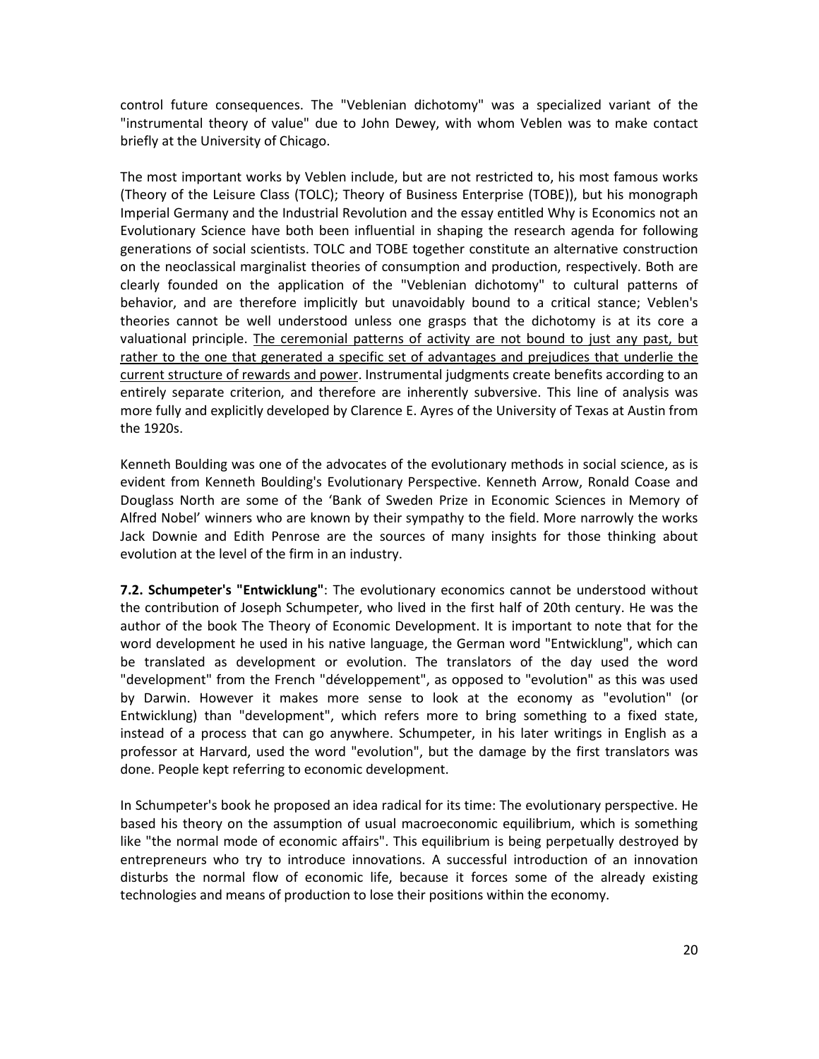control future consequences. The "Veblenian dichotomy" was a specialized variant of the "instrumental theory of value" due to John Dewey, with whom Veblen was to make contact briefly at the University of Chicago.

The most important works by Veblen include, but are not restricted to, his most famous works (Theory of the Leisure Class (TOLC); Theory of Business Enterprise (TOBE)), but his monograph Imperial Germany and the Industrial Revolution and the essay entitled Why is Economics not an Evolutionary Science have both been influential in shaping the research agenda for following generations of social scientists. TOLC and TOBE together constitute an alternative construction on the neoclassical marginalist theories of consumption and production, respectively. Both are clearly founded on the application of the "Veblenian dichotomy" to cultural patterns of behavior, and are therefore implicitly but unavoidably bound to a critical stance; Veblen's theories cannot be well understood unless one grasps that the dichotomy is at its core a valuational principle. <u>The ceremonial patterns of activity are not bound to just any past, but rather to the one that generated a specific set of advantages and prejudices that underlie the current structure of rewards and power</u>. Instrumental judgments create benefits according to an entirely separate criterion, and therefore are inherently subversive. This line of analysis was more fully and explicitly developed by Clarence E. Ayres of the University of Texas at Austin from the 1920s.

Kenneth Boulding was one of the advocates of the evolutionary methods in social science, as is evident from Kenneth Boulding's Evolutionary Perspective. Kenneth Arrow, Ronald Coase and Douglass North are some of the 'Bank of Sweden Prize in Economic Sciences in Memory of Alfred Nobel' winners who are known by their sympathy to the field. More narrowly the works Jack Downie and Edith Penrose are the sources of many insights for those thinking about evolution at the level of the firm in an industry.

**7.2. Schumpeter's "Entwicklung"**: The evolutionary economics cannot be understood without the contribution of Joseph Schumpeter, who lived in the first half of 20th century. He was the author of the book The Theory of Economic Development. It is important to note that for the word development he used in his native language, the German word "Entwicklung", which can be translated as development or evolution. The translators of the day used the word "development" from the French "développement", as opposed to "evolution" as this was used by Darwin. However it makes more sense to look at the economy as "evolution" (or Entwicklung) than "development", which refers more to bring something to a fixed state, instead of a process that can go anywhere. Schumpeter, in his later writings in English as a professor at Harvard, used the word "evolution", but the damage by the first translators was done. People kept referring to economic development.

In Schumpeter's book he proposed an idea radical for its time: The evolutionary perspective. He based his theory on the assumption of usual macroeconomic equilibrium, which is something like "the normal mode of economic affairs". This equilibrium is being perpetually destroyed by entrepreneurs who try to introduce innovations. A successful introduction of an innovation disturbs the normal flow of economic life, because it forces some of the already existing technologies and means of production to lose their positions within the economy.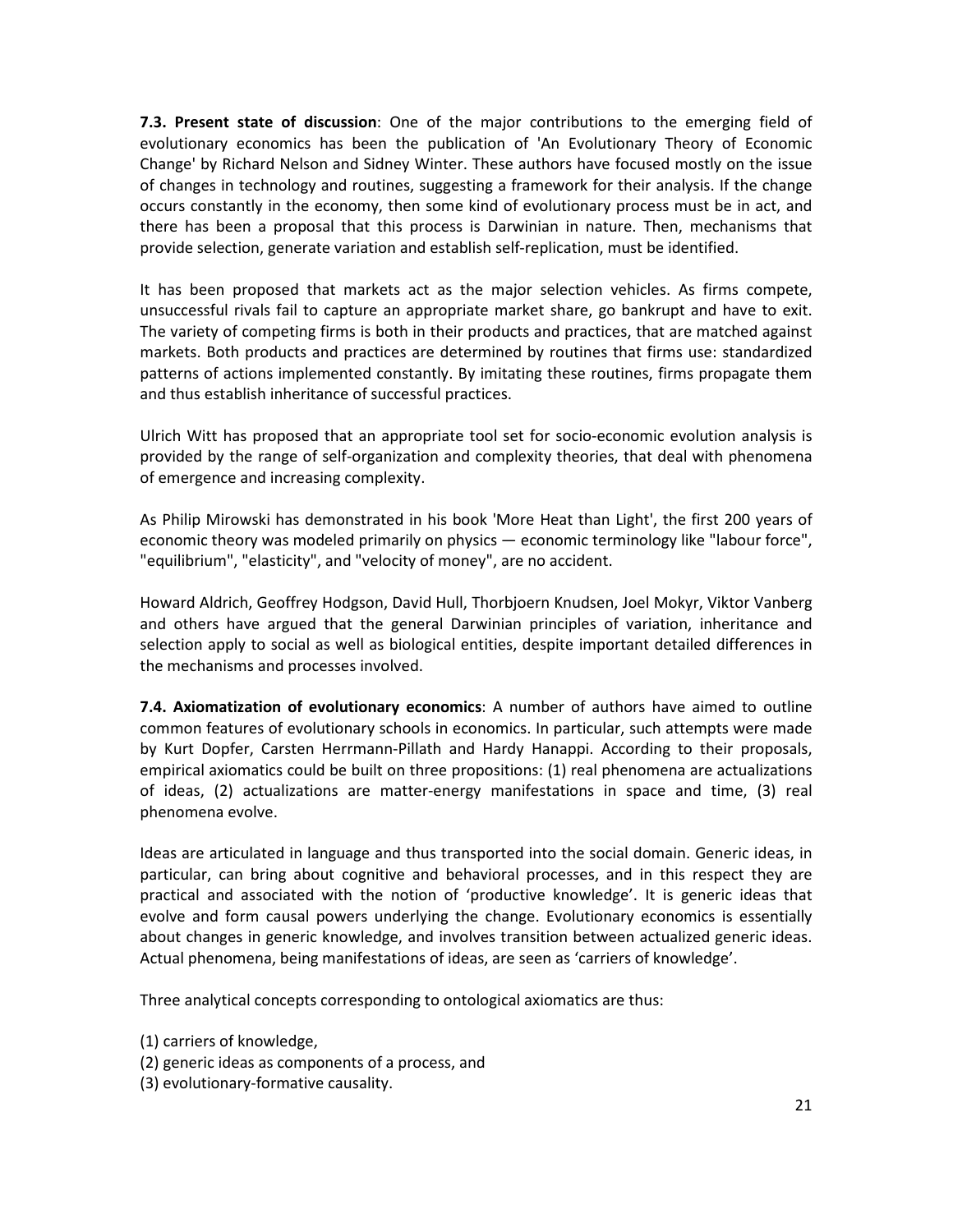**7.3. Present state of discussion**: One of the major contributions to the emerging field of evolutionary economics has been the publication of 'An Evolutionary Theory of Economic Change' by Richard Nelson and Sidney Winter. These authors have focused mostly on the issue of changes in technology and routines, suggesting a framework for their analysis. If the change occurs constantly in the economy, then some kind of evolutionary process must be in act, and there has been a proposal that this process is Darwinian in nature. Then, mechanisms that provide selection, generate variation and establish self-replication, must be identified.

It has been proposed that markets act as the major selection vehicles. As firms compete, unsuccessful rivals fail to capture an appropriate market share, go bankrupt and have to exit. The variety of competing firms is both in their products and practices, that are matched against markets. Both products and practices are determined by routines that firms use: standardized patterns of actions implemented constantly. By imitating these routines, firms propagate them and thus establish inheritance of successful practices.

Ulrich Witt has proposed that an appropriate tool set for socio-economic evolution analysis is provided by the range of self-organization and complexity theories, that deal with phenomena of emergence and increasing complexity.

As Philip Mirowski has demonstrated in his book 'More Heat than Light', the first 200 years of economic theory was modeled primarily on physics — economic terminology like "labour force", "equilibrium", "elasticity", and "velocity of money", are no accident.

Howard Aldrich, Geoffrey Hodgson, David Hull, Thorbjoern Knudsen, Joel Mokyr, Viktor Vanberg and others have argued that the general Darwinian principles of variation, inheritance and selection apply to social as well as biological entities, despite important detailed differences in the mechanisms and processes involved.

**7.4. Axiomatization of evolutionary economics**: A number of authors have aimed to outline common features of evolutionary schools in economics. In particular, such attempts were made by Kurt Dopfer, Carsten Herrmann-Pillath and Hardy Hanappi. According to their proposals, empirical axiomatics could be built on three propositions: (1) real phenomena are actualizations of ideas, (2) actualizations are matter-energy manifestations in space and time, (3) real phenomena evolve.

Ideas are articulated in language and thus transported into the social domain. Generic ideas, in particular, can bring about cognitive and behavioral processes, and in this respect they are practical and associated with the notion of 'productive knowledge'. It is generic ideas that evolve and form causal powers underlying the change. Evolutionary economics is essentially about changes in generic knowledge, and involves transition between actualized generic ideas. Actual phenomena, being manifestations of ideas, are seen as 'carriers of knowledge'.

Three analytical concepts corresponding to ontological axiomatics are thus:

(1) carriers of knowledge,
(2) generic ideas as components of a process, and
(3) evolutionary-formative causality.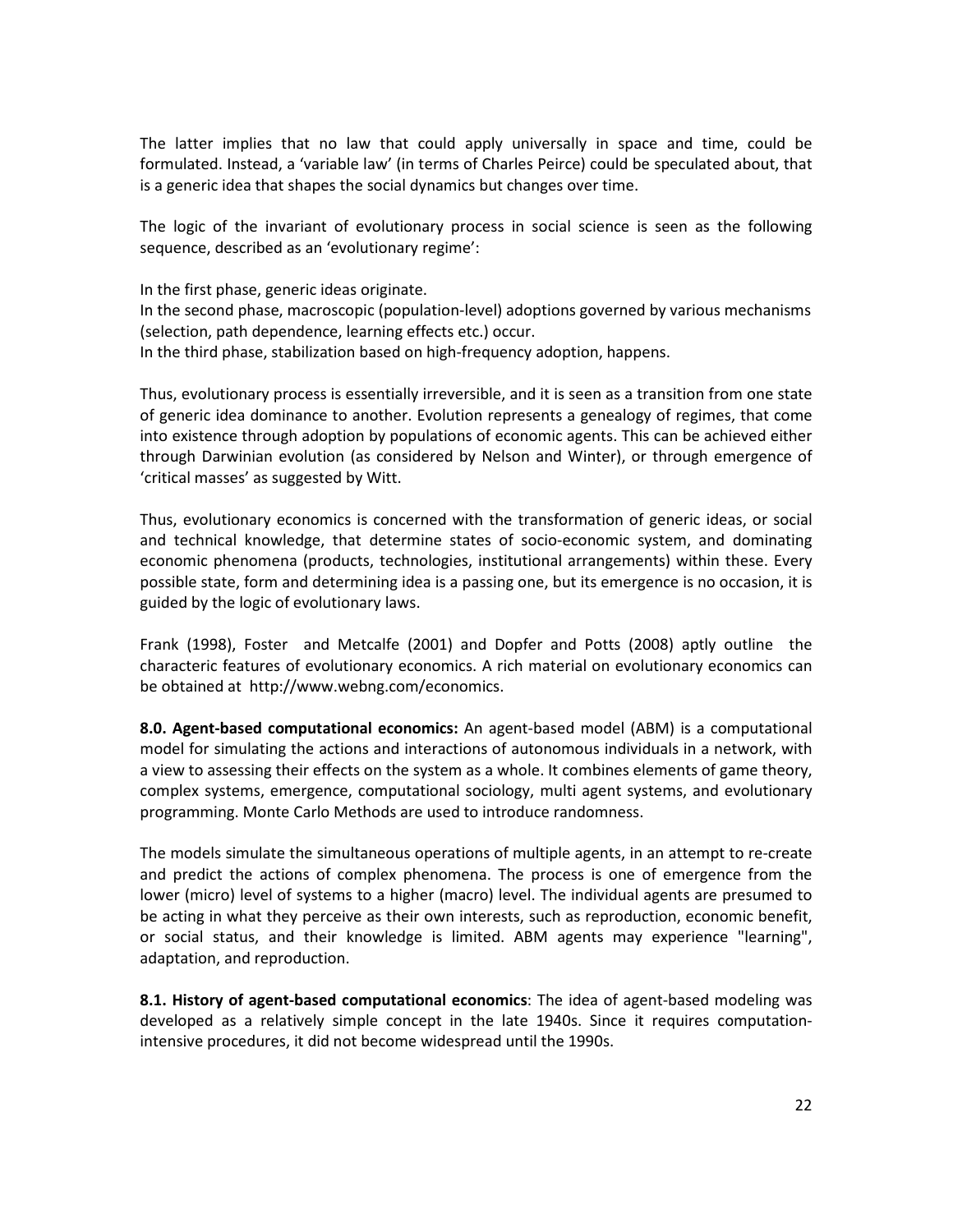The latter implies that no law that could apply universally in space and time, could be formulated. Instead, a 'variable law' (in terms of Charles Peirce) could be speculated about, that is a generic idea that shapes the social dynamics but changes over time.

The logic of the invariant of evolutionary process in social science is seen as the following sequence, described as an 'evolutionary regime':

In the first phase, generic ideas originate.
In the second phase, macroscopic (population-level) adoptions governed by various mechanisms (selection, path dependence, learning effects etc.) occur.
In the third phase, stabilization based on high-frequency adoption, happens.

Thus, evolutionary process is essentially irreversible, and it is seen as a transition from one state of generic idea dominance to another. Evolution represents a genealogy of regimes, that come into existence through adoption by populations of economic agents. This can be achieved either through Darwinian evolution (as considered by Nelson and Winter), or through emergence of 'critical masses' as suggested by Witt.

Thus, evolutionary economics is concerned with the transformation of generic ideas, or social and technical knowledge, that determine states of socio-economic system, and dominating economic phenomena (products, technologies, institutional arrangements) within these. Every possible state, form and determining idea is a passing one, but its emergence is no occasion, it is guided by the logic of evolutionary laws.

Frank (1998), Foster and Metcalfe (2001) and Dopfer and Potts (2008) aptly outline the characteric features of evolutionary economics. A rich material on evolutionary economics can be obtained at http://www.webng.com/economics.

**8.0. Agent-based computational economics:** An agent-based model (ABM) is a computational model for simulating the actions and interactions of autonomous individuals in a network, with a view to assessing their effects on the system as a whole. It combines elements of game theory, complex systems, emergence, computational sociology, multi agent systems, and evolutionary programming. Monte Carlo Methods are used to introduce randomness.

The models simulate the simultaneous operations of multiple agents, in an attempt to re-create and predict the actions of complex phenomena. The process is one of emergence from the lower (micro) level of systems to a higher (macro) level. The individual agents are presumed to be acting in what they perceive as their own interests, such as reproduction, economic benefit, or social status, and their knowledge is limited. ABM agents may experience "learning", adaptation, and reproduction.

**8.1. History of agent-based computational economics**: The idea of agent-based modeling was developed as a relatively simple concept in the late 1940s. Since it requires computation-intensive procedures, it did not become widespread until the 1990s.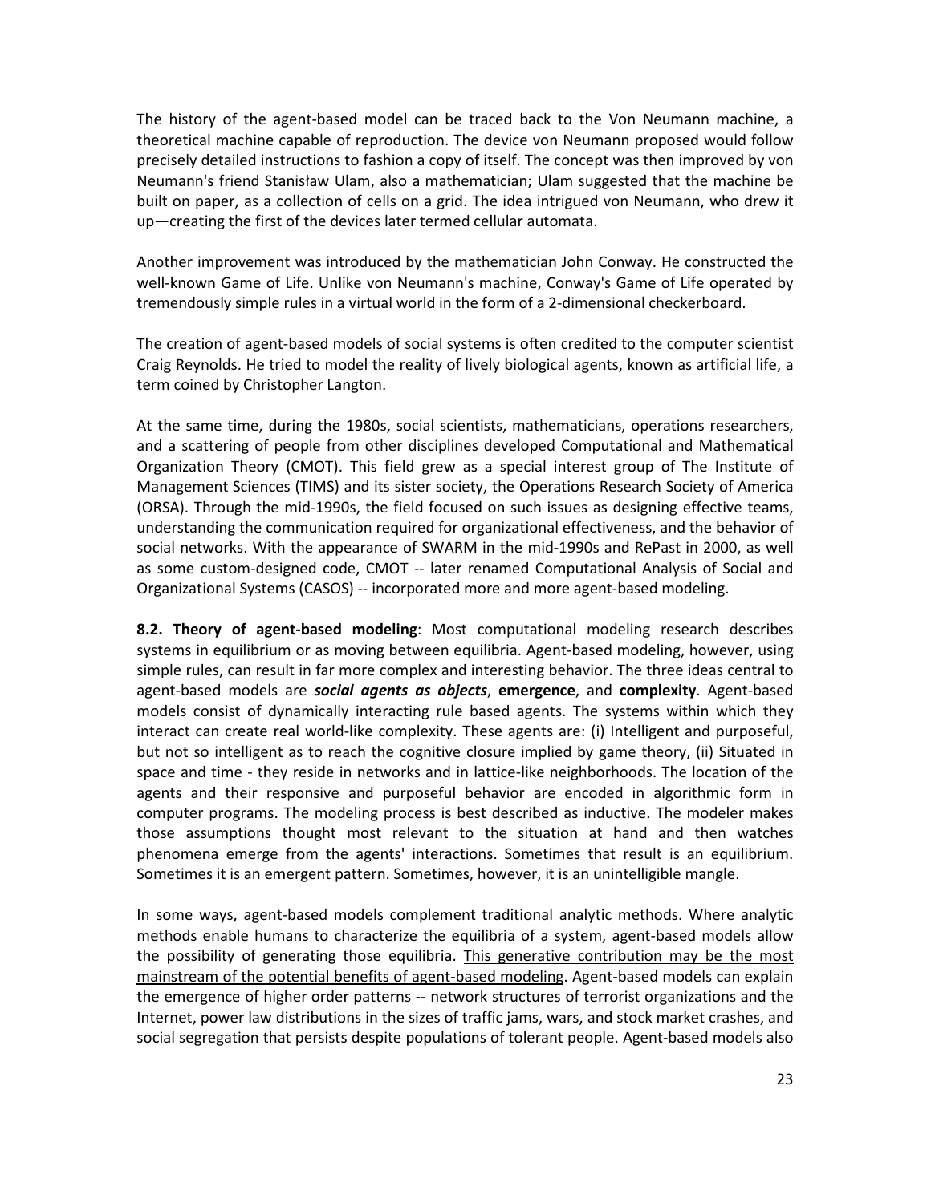The history of the agent-based model can be traced back to the Von Neumann machine, a theoretical machine capable of reproduction. The device von Neumann proposed would follow precisely detailed instructions to fashion a copy of itself. The concept was then improved by von Neumann's friend Stanisław Ulam, also a mathematician; Ulam suggested that the machine be built on paper, as a collection of cells on a grid. The idea intrigued von Neumann, who drew it up—creating the first of the devices later termed cellular automata.

Another improvement was introduced by the mathematician John Conway. He constructed the well-known Game of Life. Unlike von Neumann's machine, Conway's Game of Life operated by tremendously simple rules in a virtual world in the form of a 2-dimensional checkerboard.

The creation of agent-based models of social systems is often credited to the computer scientist Craig Reynolds. He tried to model the reality of lively biological agents, known as artificial life, a term coined by Christopher Langton.

At the same time, during the 1980s, social scientists, mathematicians, operations researchers, and a scattering of people from other disciplines developed Computational and Mathematical Organization Theory (CMOT). This field grew as a special interest group of The Institute of Management Sciences (TIMS) and its sister society, the Operations Research Society of America (ORSA). Through the mid-1990s, the field focused on such issues as designing effective teams, understanding the communication required for organizational effectiveness, and the behavior of social networks. With the appearance of SWARM in the mid-1990s and RePast in 2000, as well as some custom-designed code, CMOT -- later renamed Computational Analysis of Social and Organizational Systems (CASOS) -- incorporated more and more agent-based modeling.

**8.2. Theory of agent-based modeling**: Most computational modeling research describes systems in equilibrium or as moving between equilibria. Agent-based modeling, however, using simple rules, can result in far more complex and interesting behavior. The three ideas central to agent-based models are ***social agents as objects***, **emergence**, and **complexity**. Agent-based models consist of dynamically interacting rule based agents. The systems within which they interact can create real world-like complexity. These agents are: (i) Intelligent and purposeful, but not so intelligent as to reach the cognitive closure implied by game theory, (ii) Situated in space and time - they reside in networks and in lattice-like neighborhoods. The location of the agents and their responsive and purposeful behavior are encoded in algorithmic form in computer programs. The modeling process is best described as inductive. The modeler makes those assumptions thought most relevant to the situation at hand and then watches phenomena emerge from the agents' interactions. Sometimes that result is an equilibrium. Sometimes it is an emergent pattern. Sometimes, however, it is an unintelligible mangle.

In some ways, agent-based models complement traditional analytic methods. Where analytic methods enable humans to characterize the equilibria of a system, agent-based models allow the possibility of generating those equilibria. <u>This generative contribution may be the most mainstream of the potential benefits of agent-based modeling</u>. Agent-based models can explain the emergence of higher order patterns -- network structures of terrorist organizations and the Internet, power law distributions in the sizes of traffic jams, wars, and stock market crashes, and social segregation that persists despite populations of tolerant people. Agent-based models also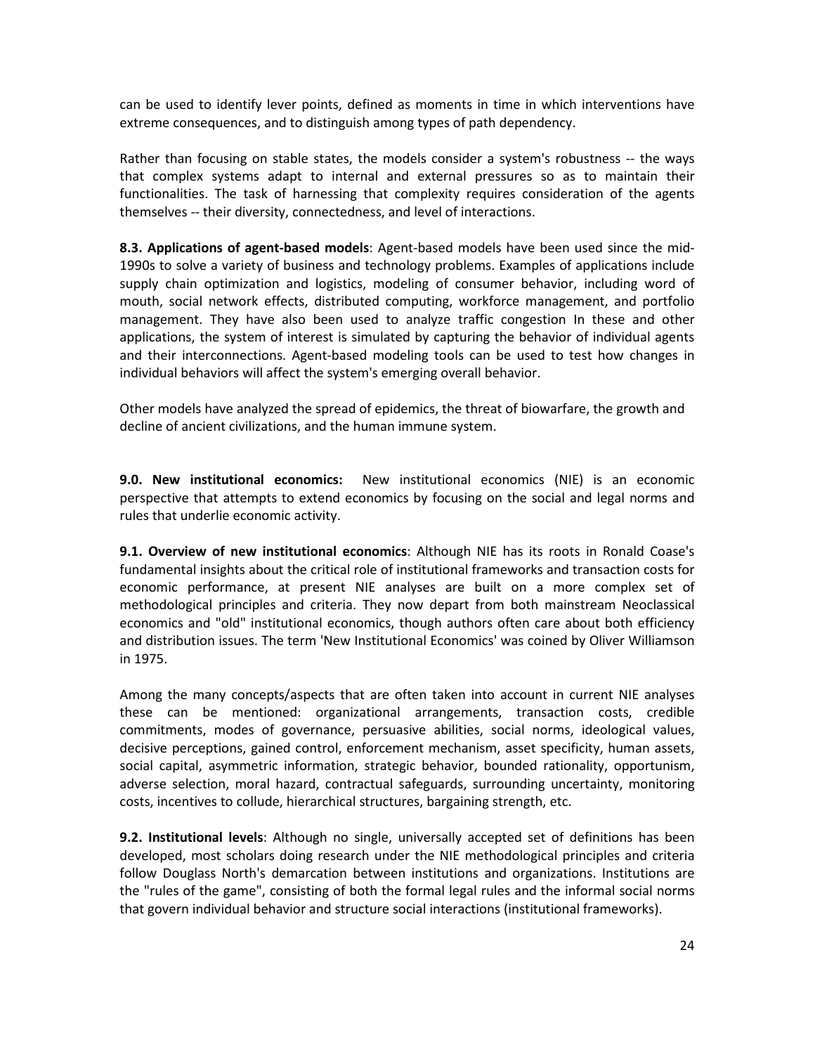can be used to identify lever points, defined as moments in time in which interventions have extreme consequences, and to distinguish among types of path dependency.

Rather than focusing on stable states, the models consider a system's robustness -- the ways that complex systems adapt to internal and external pressures so as to maintain their functionalities. The task of harnessing that complexity requires consideration of the agents themselves -- their diversity, connectedness, and level of interactions.

**8.3. Applications of agent-based models**: Agent-based models have been used since the mid-1990s to solve a variety of business and technology problems. Examples of applications include supply chain optimization and logistics, modeling of consumer behavior, including word of mouth, social network effects, distributed computing, workforce management, and portfolio management. They have also been used to analyze traffic congestion In these and other applications, the system of interest is simulated by capturing the behavior of individual agents and their interconnections. Agent-based modeling tools can be used to test how changes in individual behaviors will affect the system's emerging overall behavior.

Other models have analyzed the spread of epidemics, the threat of biowarfare, the growth and decline of ancient civilizations, and the human immune system.

**9.0. New institutional economics:** New institutional economics (NIE) is an economic perspective that attempts to extend economics by focusing on the social and legal norms and rules that underlie economic activity.

**9.1. Overview of new institutional economics**: Although NIE has its roots in Ronald Coase's fundamental insights about the critical role of institutional frameworks and transaction costs for economic performance, at present NIE analyses are built on a more complex set of methodological principles and criteria. They now depart from both mainstream Neoclassical economics and "old" institutional economics, though authors often care about both efficiency and distribution issues. The term 'New Institutional Economics' was coined by Oliver Williamson in 1975.

Among the many concepts/aspects that are often taken into account in current NIE analyses these can be mentioned: organizational arrangements, transaction costs, credible commitments, modes of governance, persuasive abilities, social norms, ideological values, decisive perceptions, gained control, enforcement mechanism, asset specificity, human assets, social capital, asymmetric information, strategic behavior, bounded rationality, opportunism, adverse selection, moral hazard, contractual safeguards, surrounding uncertainty, monitoring costs, incentives to collude, hierarchical structures, bargaining strength, etc.

**9.2. Institutional levels**: Although no single, universally accepted set of definitions has been developed, most scholars doing research under the NIE methodological principles and criteria follow Douglass North's demarcation between institutions and organizations. Institutions are the "rules of the game", consisting of both the formal legal rules and the informal social norms that govern individual behavior and structure social interactions (institutional frameworks).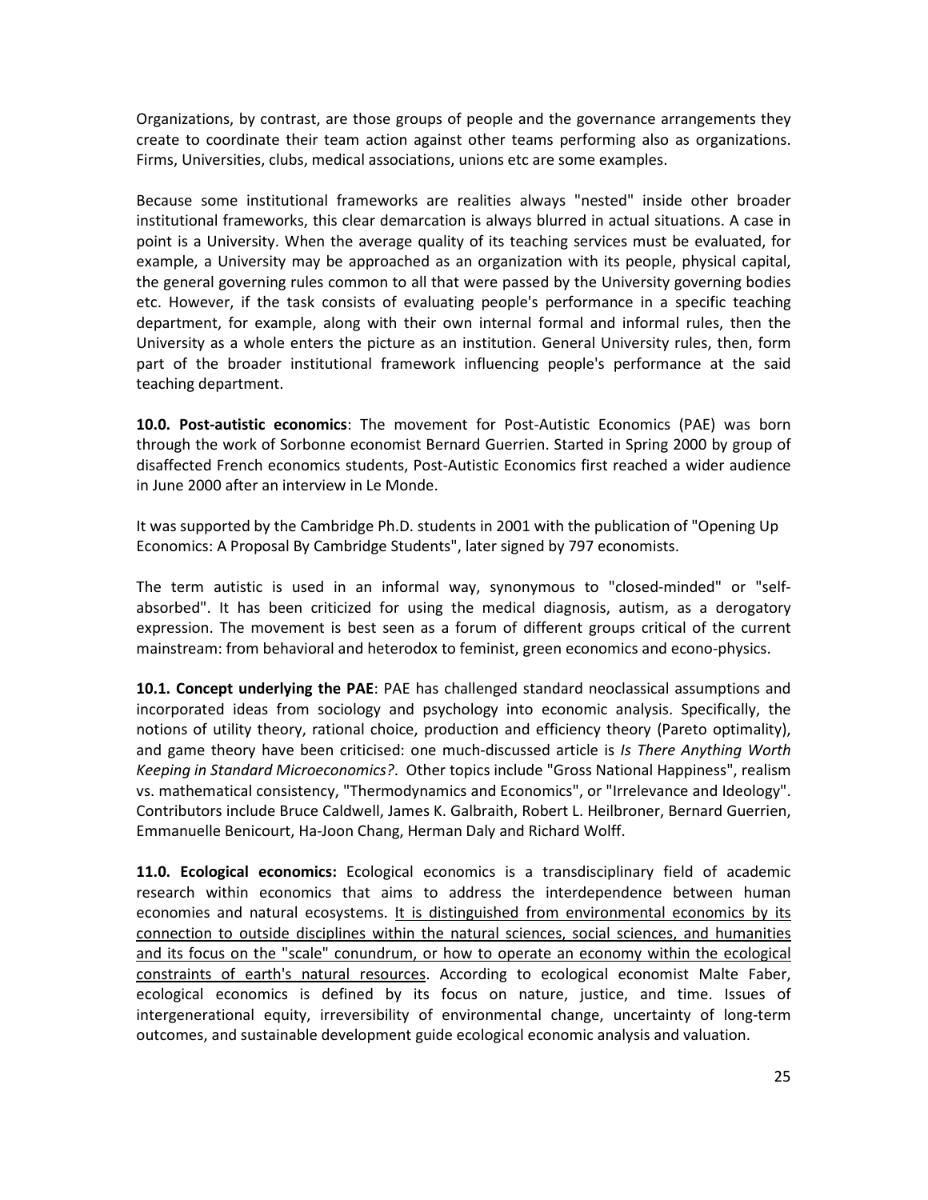Organizations, by contrast, are those groups of people and the governance arrangements they create to coordinate their team action against other teams performing also as organizations. Firms, Universities, clubs, medical associations, unions etc are some examples.

Because some institutional frameworks are realities always "nested" inside other broader institutional frameworks, this clear demarcation is always blurred in actual situations. A case in point is a University. When the average quality of its teaching services must be evaluated, for example, a University may be approached as an organization with its people, physical capital, the general governing rules common to all that were passed by the University governing bodies etc. However, if the task consists of evaluating people's performance in a specific teaching department, for example, along with their own internal formal and informal rules, then the University as a whole enters the picture as an institution. General University rules, then, form part of the broader institutional framework influencing people's performance at the said teaching department.

**10.0. Post-autistic economics**: The movement for Post-Autistic Economics (PAE) was born through the work of Sorbonne economist Bernard Guerrien. Started in Spring 2000 by group of disaffected French economics students, Post-Autistic Economics first reached a wider audience in June 2000 after an interview in Le Monde.

It was supported by the Cambridge Ph.D. students in 2001 with the publication of "Opening Up Economics: A Proposal By Cambridge Students", later signed by 797 economists.

The term autistic is used in an informal way, synonymous to "closed-minded" or "self-absorbed". It has been criticized for using the medical diagnosis, autism, as a derogatory expression. The movement is best seen as a forum of different groups critical of the current mainstream: from behavioral and heterodox to feminist, green economics and econo-physics.

**10.1. Concept underlying the PAE**: PAE has challenged standard neoclassical assumptions and incorporated ideas from sociology and psychology into economic analysis. Specifically, the notions of utility theory, rational choice, production and efficiency theory (Pareto optimality), and game theory have been criticised: one much-discussed article is *Is There Anything Worth Keeping in Standard Microeconomics?*. Other topics include "Gross National Happiness", realism vs. mathematical consistency, "Thermodynamics and Economics", or "Irrelevance and Ideology". Contributors include Bruce Caldwell, James K. Galbraith, Robert L. Heilbroner, Bernard Guerrien, Emmanuelle Benicourt, Ha-Joon Chang, Herman Daly and Richard Wolff.

**11.0. Ecological economics:** Ecological economics is a transdisciplinary field of academic research within economics that aims to address the interdependence between human economies and natural ecosystems. <u>It is distinguished from environmental economics by its connection to outside disciplines within the natural sciences, social sciences, and humanities and its focus on the "scale" conundrum, or how to operate an economy within the ecological constraints of earth's natural resources</u>. According to ecological economist Malte Faber, ecological economics is defined by its focus on nature, justice, and time. Issues of intergenerational equity, irreversibility of environmental change, uncertainty of long-term outcomes, and sustainable development guide ecological economic analysis and valuation.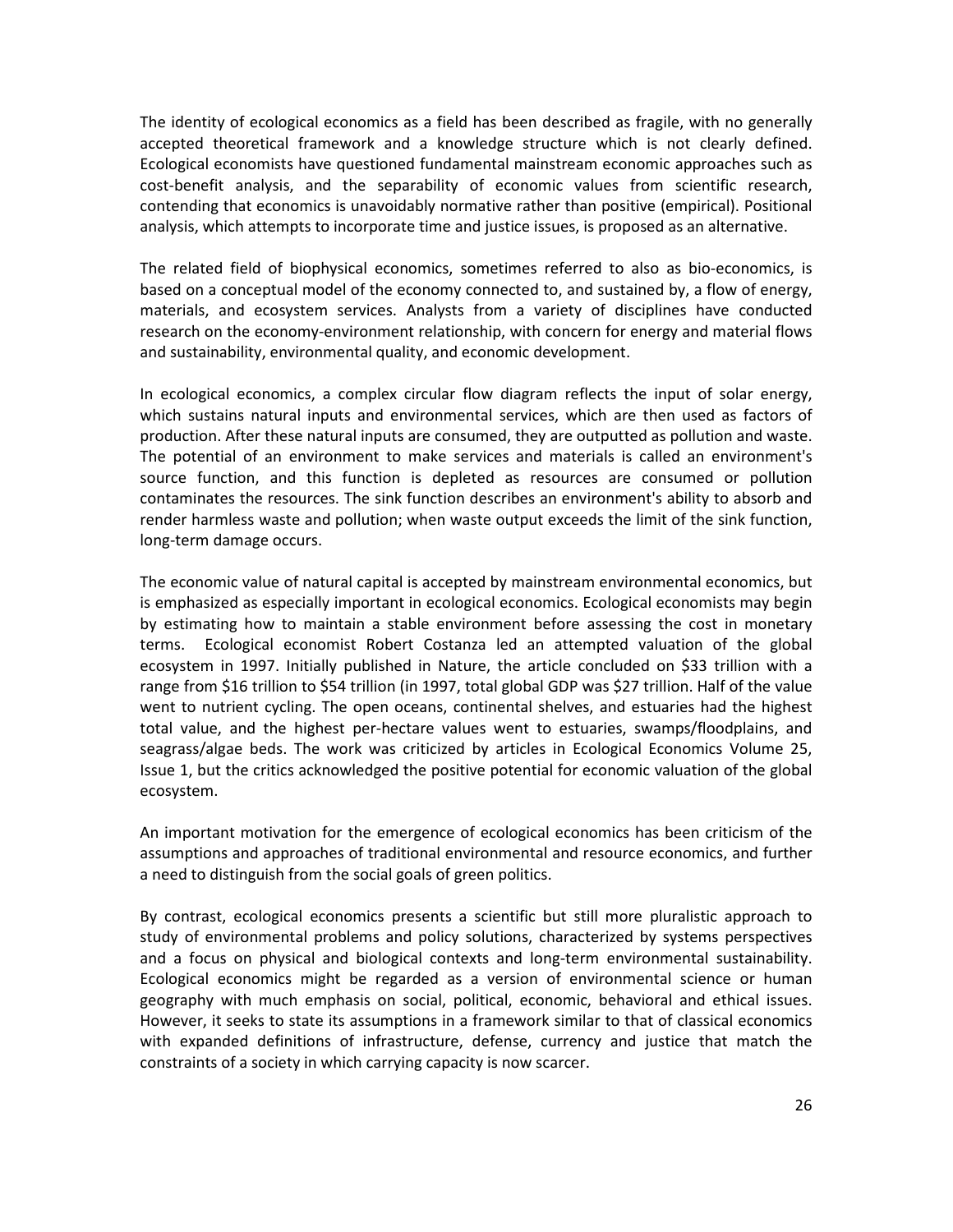The identity of ecological economics as a field has been described as fragile, with no generally accepted theoretical framework and a knowledge structure which is not clearly defined. Ecological economists have questioned fundamental mainstream economic approaches such as cost-benefit analysis, and the separability of economic values from scientific research, contending that economics is unavoidably normative rather than positive (empirical). Positional analysis, which attempts to incorporate time and justice issues, is proposed as an alternative.

The related field of biophysical economics, sometimes referred to also as bio-economics, is based on a conceptual model of the economy connected to, and sustained by, a flow of energy, materials, and ecosystem services. Analysts from a variety of disciplines have conducted research on the economy-environment relationship, with concern for energy and material flows and sustainability, environmental quality, and economic development.

In ecological economics, a complex circular flow diagram reflects the input of solar energy, which sustains natural inputs and environmental services, which are then used as factors of production. After these natural inputs are consumed, they are outputted as pollution and waste. The potential of an environment to make services and materials is called an environment's source function, and this function is depleted as resources are consumed or pollution contaminates the resources. The sink function describes an environment's ability to absorb and render harmless waste and pollution; when waste output exceeds the limit of the sink function, long-term damage occurs.

The economic value of natural capital is accepted by mainstream environmental economics, but is emphasized as especially important in ecological economics. Ecological economists may begin by estimating how to maintain a stable environment before assessing the cost in monetary terms. Ecological economist Robert Costanza led an attempted valuation of the global ecosystem in 1997. Initially published in Nature, the article concluded on \$33 trillion with a range from \$16 trillion to \$54 trillion (in 1997, total global GDP was \$27 trillion. Half of the value went to nutrient cycling. The open oceans, continental shelves, and estuaries had the highest total value, and the highest per-hectare values went to estuaries, swamps/floodplains, and seagrass/algae beds. The work was criticized by articles in Ecological Economics Volume 25, Issue 1, but the critics acknowledged the positive potential for economic valuation of the global ecosystem.

An important motivation for the emergence of ecological economics has been criticism of the assumptions and approaches of traditional environmental and resource economics, and further a need to distinguish from the social goals of green politics.

By contrast, ecological economics presents a scientific but still more pluralistic approach to study of environmental problems and policy solutions, characterized by systems perspectives and a focus on physical and biological contexts and long-term environmental sustainability. Ecological economics might be regarded as a version of environmental science or human geography with much emphasis on social, political, economic, behavioral and ethical issues. However, it seeks to state its assumptions in a framework similar to that of classical economics with expanded definitions of infrastructure, defense, currency and justice that match the constraints of a society in which carrying capacity is now scarcer.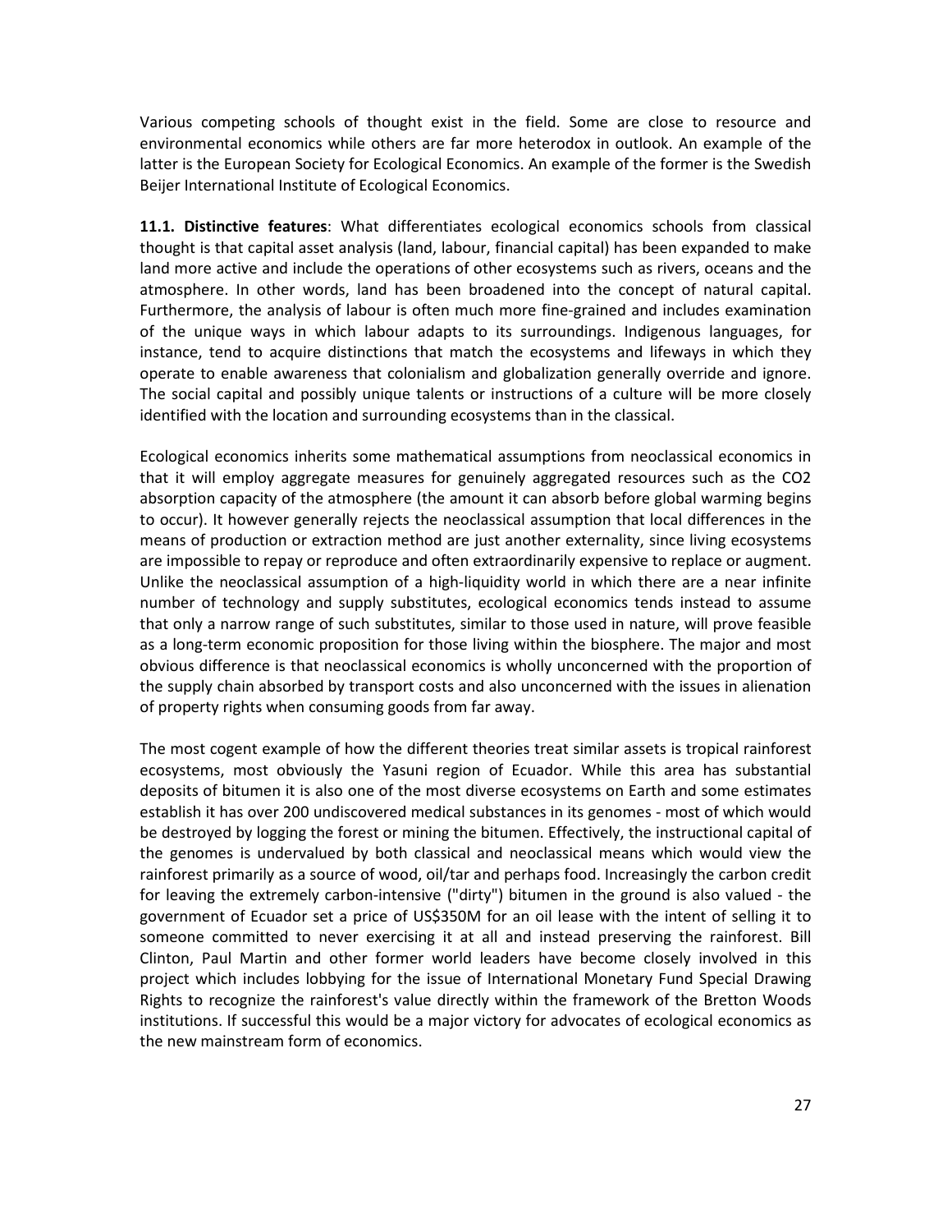Various competing schools of thought exist in the field. Some are close to resource and environmental economics while others are far more heterodox in outlook. An example of the latter is the European Society for Ecological Economics. An example of the former is the Swedish Beijer International Institute of Ecological Economics.

**11.1. Distinctive features**: What differentiates ecological economics schools from classical thought is that capital asset analysis (land, labour, financial capital) has been expanded to make land more active and include the operations of other ecosystems such as rivers, oceans and the atmosphere. In other words, land has been broadened into the concept of natural capital. Furthermore, the analysis of labour is often much more fine-grained and includes examination of the unique ways in which labour adapts to its surroundings. Indigenous languages, for instance, tend to acquire distinctions that match the ecosystems and lifeways in which they operate to enable awareness that colonialism and globalization generally override and ignore. The social capital and possibly unique talents or instructions of a culture will be more closely identified with the location and surrounding ecosystems than in the classical.

Ecological economics inherits some mathematical assumptions from neoclassical economics in that it will employ aggregate measures for genuinely aggregated resources such as the $CO_2$ absorption capacity of the atmosphere (the amount it can absorb before global warming begins to occur). It however generally rejects the neoclassical assumption that local differences in the means of production or extraction method are just another externality, since living ecosystems are impossible to repay or reproduce and often extraordinarily expensive to replace or augment. Unlike the neoclassical assumption of a high-liquidity world in which there are a near infinite number of technology and supply substitutes, ecological economics tends instead to assume that only a narrow range of such substitutes, similar to those used in nature, will prove feasible as a long-term economic proposition for those living within the biosphere. The major and most obvious difference is that neoclassical economics is wholly unconcerned with the proportion of the supply chain absorbed by transport costs and also unconcerned with the issues in alienation of property rights when consuming goods from far away.

The most cogent example of how the different theories treat similar assets is tropical rainforest ecosystems, most obviously the Yasuni region of Ecuador. While this area has substantial deposits of bitumen it is also one of the most diverse ecosystems on Earth and some estimates establish it has over 200 undiscovered medical substances in its genomes - most of which would be destroyed by logging the forest or mining the bitumen. Effectively, the instructional capital of the genomes is undervalued by both classical and neoclassical means which would view the rainforest primarily as a source of wood, oil/tar and perhaps food. Increasingly the carbon credit for leaving the extremely carbon-intensive ("dirty") bitumen in the ground is also valued - the government of Ecuador set a price of US$350M for an oil lease with the intent of selling it to someone committed to never exercising it at all and instead preserving the rainforest. Bill Clinton, Paul Martin and other former world leaders have become closely involved in this project which includes lobbying for the issue of International Monetary Fund Special Drawing Rights to recognize the rainforest's value directly within the framework of the Bretton Woods institutions. If successful this would be a major victory for advocates of ecological economics as the new mainstream form of economics.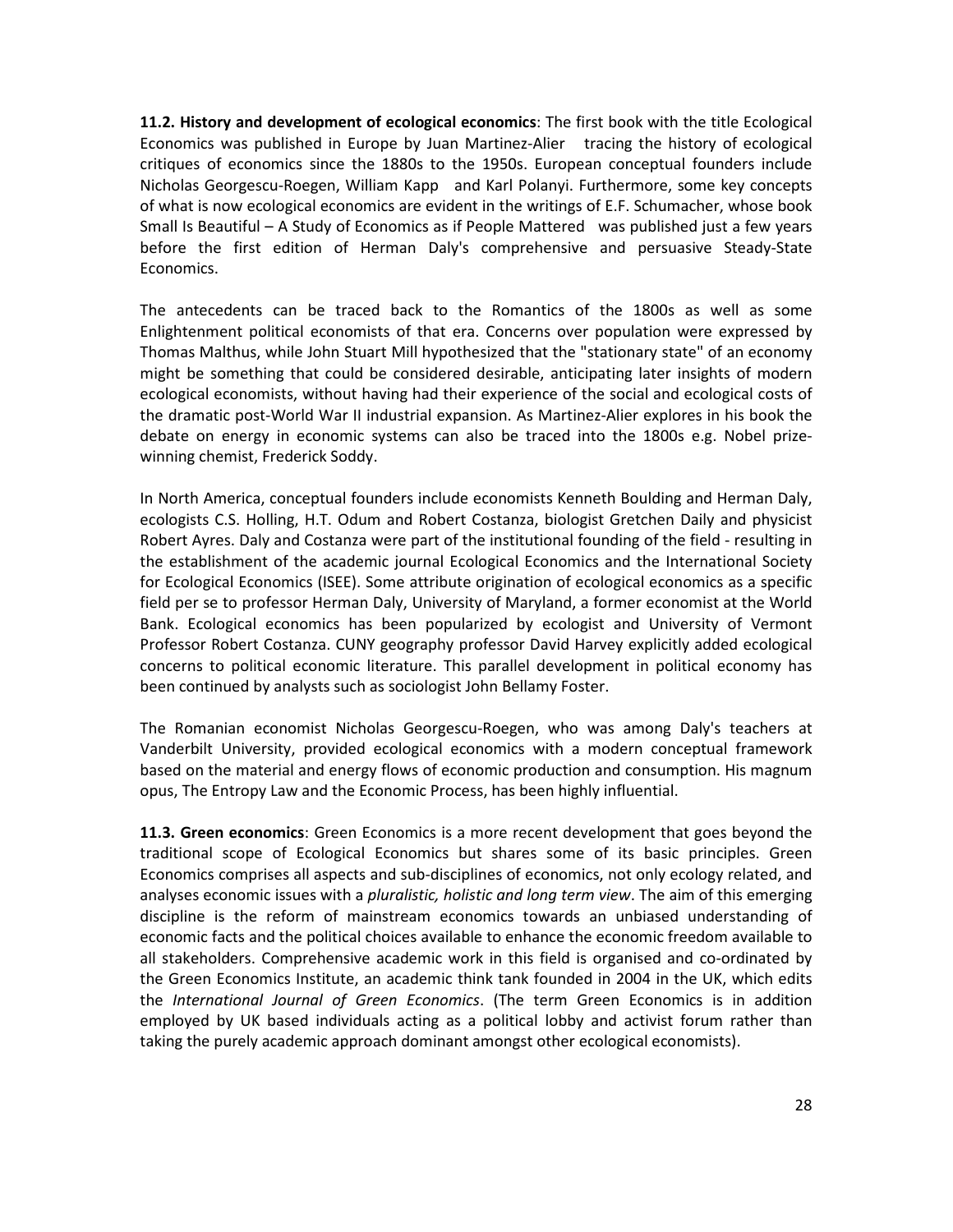**11.2. History and development of ecological economics**: The first book with the title Ecological Economics was published in Europe by Juan Martinez-Alier tracing the history of ecological critiques of economics since the 1880s to the 1950s. European conceptual founders include Nicholas Georgescu-Roegen, William Kapp and Karl Polanyi. Furthermore, some key concepts of what is now ecological economics are evident in the writings of E.F. Schumacher, whose book Small Is Beautiful – A Study of Economics as if People Mattered was published just a few years before the first edition of Herman Daly's comprehensive and persuasive Steady-State Economics.

The antecedents can be traced back to the Romantics of the 1800s as well as some Enlightenment political economists of that era. Concerns over population were expressed by Thomas Malthus, while John Stuart Mill hypothesized that the "stationary state" of an economy might be something that could be considered desirable, anticipating later insights of modern ecological economists, without having had their experience of the social and ecological costs of the dramatic post-World War II industrial expansion. As Martinez-Alier explores in his book the debate on energy in economic systems can also be traced into the 1800s e.g. Nobel prize-winning chemist, Frederick Soddy.

In North America, conceptual founders include economists Kenneth Boulding and Herman Daly, ecologists C.S. Holling, H.T. Odum and Robert Costanza, biologist Gretchen Daily and physicist Robert Ayres. Daly and Costanza were part of the institutional founding of the field - resulting in the establishment of the academic journal Ecological Economics and the International Society for Ecological Economics (ISEE). Some attribute origination of ecological economics as a specific field per se to professor Herman Daly, University of Maryland, a former economist at the World Bank. Ecological economics has been popularized by ecologist and University of Vermont Professor Robert Costanza. CUNY geography professor David Harvey explicitly added ecological concerns to political economic literature. This parallel development in political economy has been continued by analysts such as sociologist John Bellamy Foster.

The Romanian economist Nicholas Georgescu-Roegen, who was among Daly's teachers at Vanderbilt University, provided ecological economics with a modern conceptual framework based on the material and energy flows of economic production and consumption. His magnum opus, The Entropy Law and the Economic Process, has been highly influential.

**11.3. Green economics**: Green Economics is a more recent development that goes beyond the traditional scope of Ecological Economics but shares some of its basic principles. Green Economics comprises all aspects and sub-disciplines of economics, not only ecology related, and analyses economic issues with a *pluralistic, holistic and long term view*. The aim of this emerging discipline is the reform of mainstream economics towards an unbiased understanding of economic facts and the political choices available to enhance the economic freedom available to all stakeholders. Comprehensive academic work in this field is organised and co-ordinated by the Green Economics Institute, an academic think tank founded in 2004 in the UK, which edits the *International Journal of Green Economics*. (The term Green Economics is in addition employed by UK based individuals acting as a political lobby and activist forum rather than taking the purely academic approach dominant amongst other ecological economists).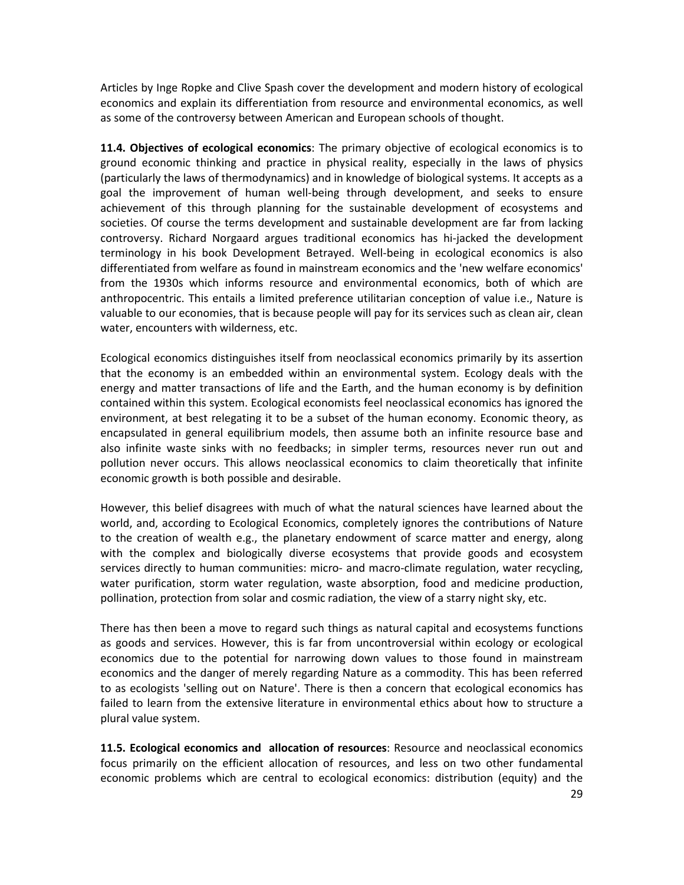Articles by Inge Ropke and Clive Spash cover the development and modern history of ecological economics and explain its differentiation from resource and environmental economics, as well as some of the controversy between American and European schools of thought.

**11.4. Objectives of ecological economics**: The primary objective of ecological economics is to ground economic thinking and practice in physical reality, especially in the laws of physics (particularly the laws of thermodynamics) and in knowledge of biological systems. It accepts as a goal the improvement of human well-being through development, and seeks to ensure achievement of this through planning for the sustainable development of ecosystems and societies. Of course the terms development and sustainable development are far from lacking controversy. Richard Norgaard argues traditional economics has hi-jacked the development terminology in his book Development Betrayed. Well-being in ecological economics is also differentiated from welfare as found in mainstream economics and the 'new welfare economics' from the 1930s which informs resource and environmental economics, both of which are anthropocentric. This entails a limited preference utilitarian conception of value i.e., Nature is valuable to our economies, that is because people will pay for its services such as clean air, clean water, encounters with wilderness, etc.

Ecological economics distinguishes itself from neoclassical economics primarily by its assertion that the economy is an embedded within an environmental system. Ecology deals with the energy and matter transactions of life and the Earth, and the human economy is by definition contained within this system. Ecological economists feel neoclassical economics has ignored the environment, at best relegating it to be a subset of the human economy. Economic theory, as encapsulated in general equilibrium models, then assume both an infinite resource base and also infinite waste sinks with no feedbacks; in simpler terms, resources never run out and pollution never occurs. This allows neoclassical economics to claim theoretically that infinite economic growth is both possible and desirable.

However, this belief disagrees with much of what the natural sciences have learned about the world, and, according to Ecological Economics, completely ignores the contributions of Nature to the creation of wealth e.g., the planetary endowment of scarce matter and energy, along with the complex and biologically diverse ecosystems that provide goods and ecosystem services directly to human communities: micro- and macro-climate regulation, water recycling, water purification, storm water regulation, waste absorption, food and medicine production, pollination, protection from solar and cosmic radiation, the view of a starry night sky, etc.

There has then been a move to regard such things as natural capital and ecosystems functions as goods and services. However, this is far from uncontroversial within ecology or ecological economics due to the potential for narrowing down values to those found in mainstream economics and the danger of merely regarding Nature as a commodity. This has been referred to as ecologists 'selling out on Nature'. There is then a concern that ecological economics has failed to learn from the extensive literature in environmental ethics about how to structure a plural value system.

**11.5. Ecological economics and allocation of resources**: Resource and neoclassical economics focus primarily on the efficient allocation of resources, and less on two other fundamental economic problems which are central to ecological economics: distribution (equity) and the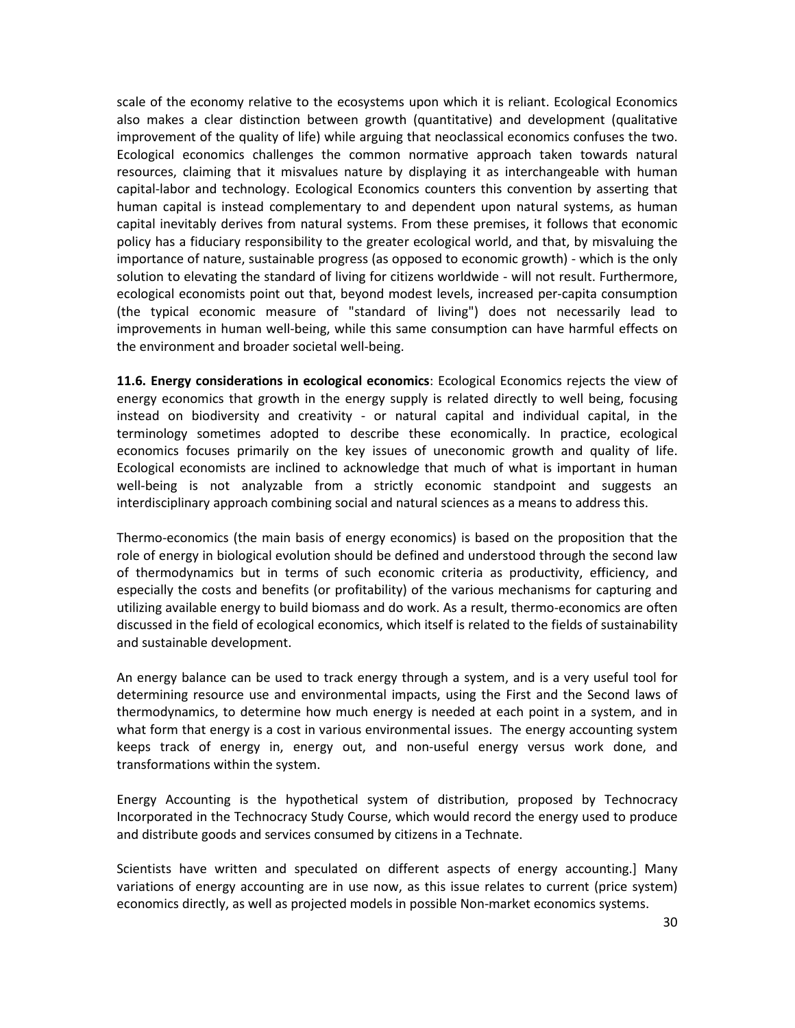scale of the economy relative to the ecosystems upon which it is reliant. Ecological Economics also makes a clear distinction between growth (quantitative) and development (qualitative improvement of the quality of life) while arguing that neoclassical economics confuses the two. Ecological economics challenges the common normative approach taken towards natural resources, claiming that it misvalues nature by displaying it as interchangeable with human capital-labor and technology. Ecological Economics counters this convention by asserting that human capital is instead complementary to and dependent upon natural systems, as human capital inevitably derives from natural systems. From these premises, it follows that economic policy has a fiduciary responsibility to the greater ecological world, and that, by misvaluing the importance of nature, sustainable progress (as opposed to economic growth) - which is the only solution to elevating the standard of living for citizens worldwide - will not result. Furthermore, ecological economists point out that, beyond modest levels, increased per-capita consumption (the typical economic measure of "standard of living") does not necessarily lead to improvements in human well-being, while this same consumption can have harmful effects on the environment and broader societal well-being.

**11.6. Energy considerations in ecological economics**: Ecological Economics rejects the view of energy economics that growth in the energy supply is related directly to well being, focusing instead on biodiversity and creativity - or natural capital and individual capital, in the terminology sometimes adopted to describe these economically. In practice, ecological economics focuses primarily on the key issues of uneconomic growth and quality of life. Ecological economists are inclined to acknowledge that much of what is important in human well-being is not analyzable from a strictly economic standpoint and suggests an interdisciplinary approach combining social and natural sciences as a means to address this.

Thermo-economics (the main basis of energy economics) is based on the proposition that the role of energy in biological evolution should be defined and understood through the second law of thermodynamics but in terms of such economic criteria as productivity, efficiency, and especially the costs and benefits (or profitability) of the various mechanisms for capturing and utilizing available energy to build biomass and do work. As a result, thermo-economics are often discussed in the field of ecological economics, which itself is related to the fields of sustainability and sustainable development.

An energy balance can be used to track energy through a system, and is a very useful tool for determining resource use and environmental impacts, using the First and the Second laws of thermodynamics, to determine how much energy is needed at each point in a system, and in what form that energy is a cost in various environmental issues. The energy accounting system keeps track of energy in, energy out, and non-useful energy versus work done, and transformations within the system.

Energy Accounting is the hypothetical system of distribution, proposed by Technocracy Incorporated in the Technocracy Study Course, which would record the energy used to produce and distribute goods and services consumed by citizens in a Technate.

Scientists have written and speculated on different aspects of energy accounting.] Many variations of energy accounting are in use now, as this issue relates to current (price system) economics directly, as well as projected models in possible Non-market economics systems.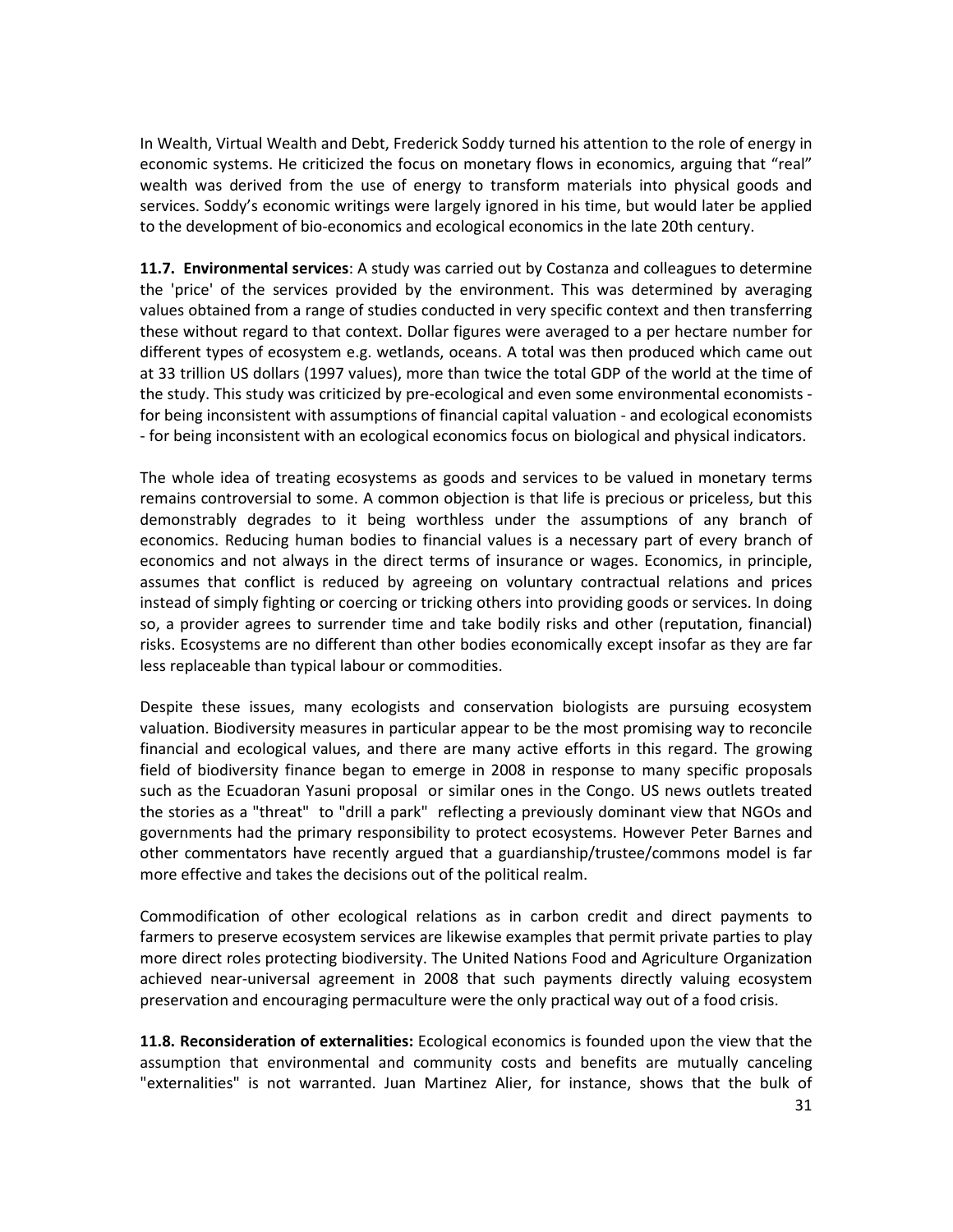In Wealth, Virtual Wealth and Debt, Frederick Soddy turned his attention to the role of energy in economic systems. He criticized the focus on monetary flows in economics, arguing that "real" wealth was derived from the use of energy to transform materials into physical goods and services. Soddy's economic writings were largely ignored in his time, but would later be applied to the development of bio-economics and ecological economics in the late 20th century.

**11.7. Environmental services**: A study was carried out by Costanza and colleagues to determine the 'price' of the services provided by the environment. This was determined by averaging values obtained from a range of studies conducted in very specific context and then transferring these without regard to that context. Dollar figures were averaged to a per hectare number for different types of ecosystem e.g. wetlands, oceans. A total was then produced which came out at 33 trillion US dollars (1997 values), more than twice the total GDP of the world at the time of the study. This study was criticized by pre-ecological and even some environmental economists - for being inconsistent with assumptions of financial capital valuation - and ecological economists - for being inconsistent with an ecological economics focus on biological and physical indicators.

The whole idea of treating ecosystems as goods and services to be valued in monetary terms remains controversial to some. A common objection is that life is precious or priceless, but this demonstrably degrades to it being worthless under the assumptions of any branch of economics. Reducing human bodies to financial values is a necessary part of every branch of economics and not always in the direct terms of insurance or wages. Economics, in principle, assumes that conflict is reduced by agreeing on voluntary contractual relations and prices instead of simply fighting or coercing or tricking others into providing goods or services. In doing so, a provider agrees to surrender time and take bodily risks and other (reputation, financial) risks. Ecosystems are no different than other bodies economically except insofar as they are far less replaceable than typical labour or commodities.

Despite these issues, many ecologists and conservation biologists are pursuing ecosystem valuation. Biodiversity measures in particular appear to be the most promising way to reconcile financial and ecological values, and there are many active efforts in this regard. The growing field of biodiversity finance began to emerge in 2008 in response to many specific proposals such as the Ecuadoran Yasuni proposal or similar ones in the Congo. US news outlets treated the stories as a "threat" to "drill a park" reflecting a previously dominant view that NGOs and governments had the primary responsibility to protect ecosystems. However Peter Barnes and other commentators have recently argued that a guardianship/trustee/commons model is far more effective and takes the decisions out of the political realm.

Commodification of other ecological relations as in carbon credit and direct payments to farmers to preserve ecosystem services are likewise examples that permit private parties to play more direct roles protecting biodiversity. The United Nations Food and Agriculture Organization achieved near-universal agreement in 2008 that such payments directly valuing ecosystem preservation and encouraging permaculture were the only practical way out of a food crisis.

**11.8. Reconsideration of externalities:** Ecological economics is founded upon the view that the assumption that environmental and community costs and benefits are mutually canceling "externalities" is not warranted. Juan Martinez Alier, for instance, shows that the bulk of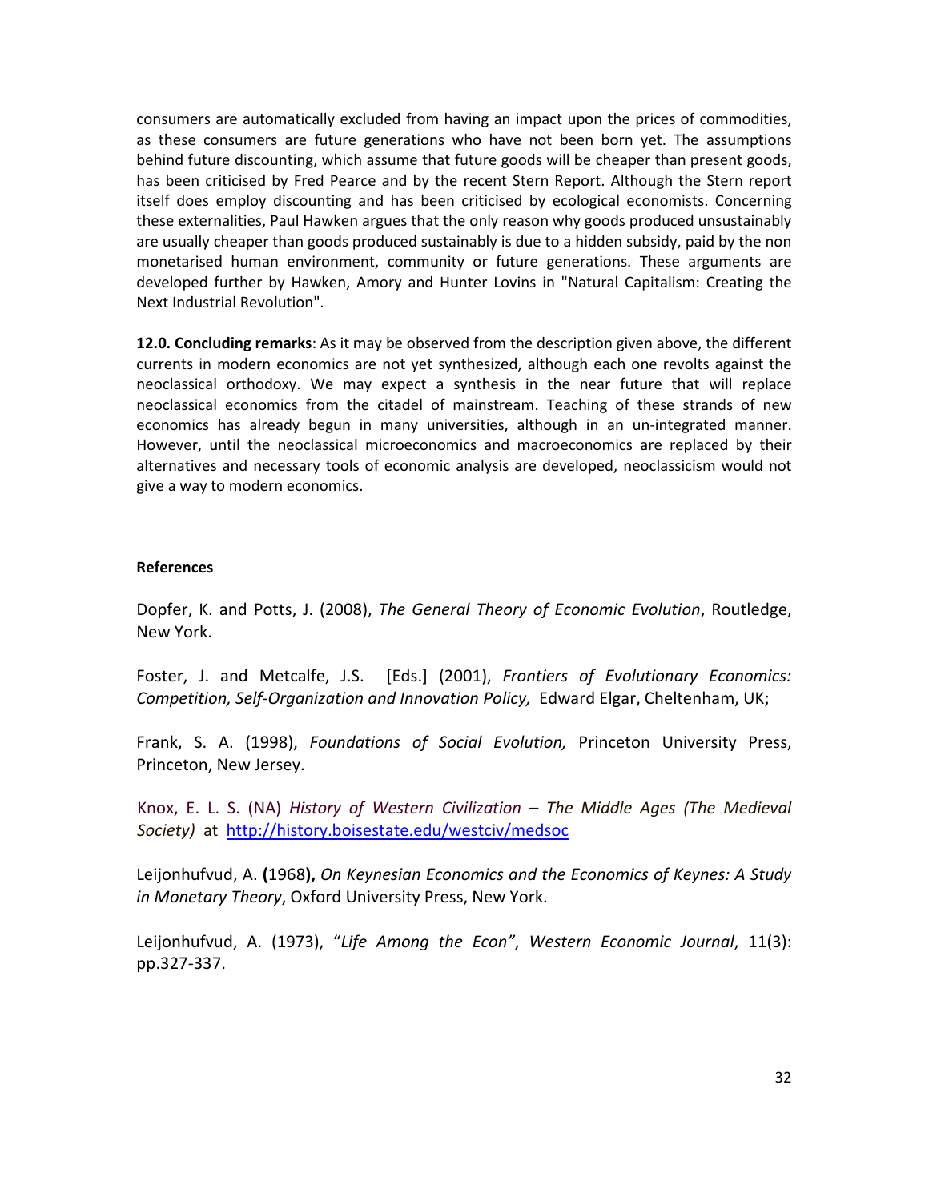consumers are automatically excluded from having an impact upon the prices of commodities, as these consumers are future generations who have not been born yet. The assumptions behind future discounting, which assume that future goods will be cheaper than present goods, has been criticised by Fred Pearce and by the recent Stern Report. Although the Stern report itself does employ discounting and has been criticised by ecological economists. Concerning these externalities, Paul Hawken argues that the only reason why goods produced unsustainably are usually cheaper than goods produced sustainably is due to a hidden subsidy, paid by the non monetarised human environment, community or future generations. These arguments are developed further by Hawken, Amory and Hunter Lovins in "Natural Capitalism: Creating the Next Industrial Revolution".

**12.0. Concluding remarks**: As it may be observed from the description given above, the different currents in modern economics are not yet synthesized, although each one revolts against the neoclassical orthodoxy. We may expect a synthesis in the near future that will replace neoclassical economics from the citadel of mainstream. Teaching of these strands of new economics has already begun in many universities, although in an un-integrated manner. However, until the neoclassical microeconomics and macroeconomics are replaced by their alternatives and necessary tools of economic analysis are developed, neoclassicism would not give a way to modern economics.

**References**

Dopfer, K. and Potts, J. (2008), *The General Theory of Economic Evolution*, Routledge, New York.

Foster, J. and Metcalfe, J.S. [Eds.] (2001), *Frontiers of Evolutionary Economics: Competition, Self-Organization and Innovation Policy,* Edward Elgar, Cheltenham, UK;

Frank, S. A. (1998), *Foundations of Social Evolution,* Princeton University Press, Princeton, New Jersey.

Knox, E. L. S. (NA) *History of Western Civilization – The Middle Ages (The Medieval Society)* at http://history.boisestate.edu/westciv/medsoc

Leijonhufvud, A. **(**1968**),** *On Keynesian Economics and the Economics of Keynes: A Study in Monetary Theory*, Oxford University Press, New York.

Leijonhufvud, A. (1973), "*Life Among the Econ"*, *Western Economic Journal*, 11(3): pp.327-337.